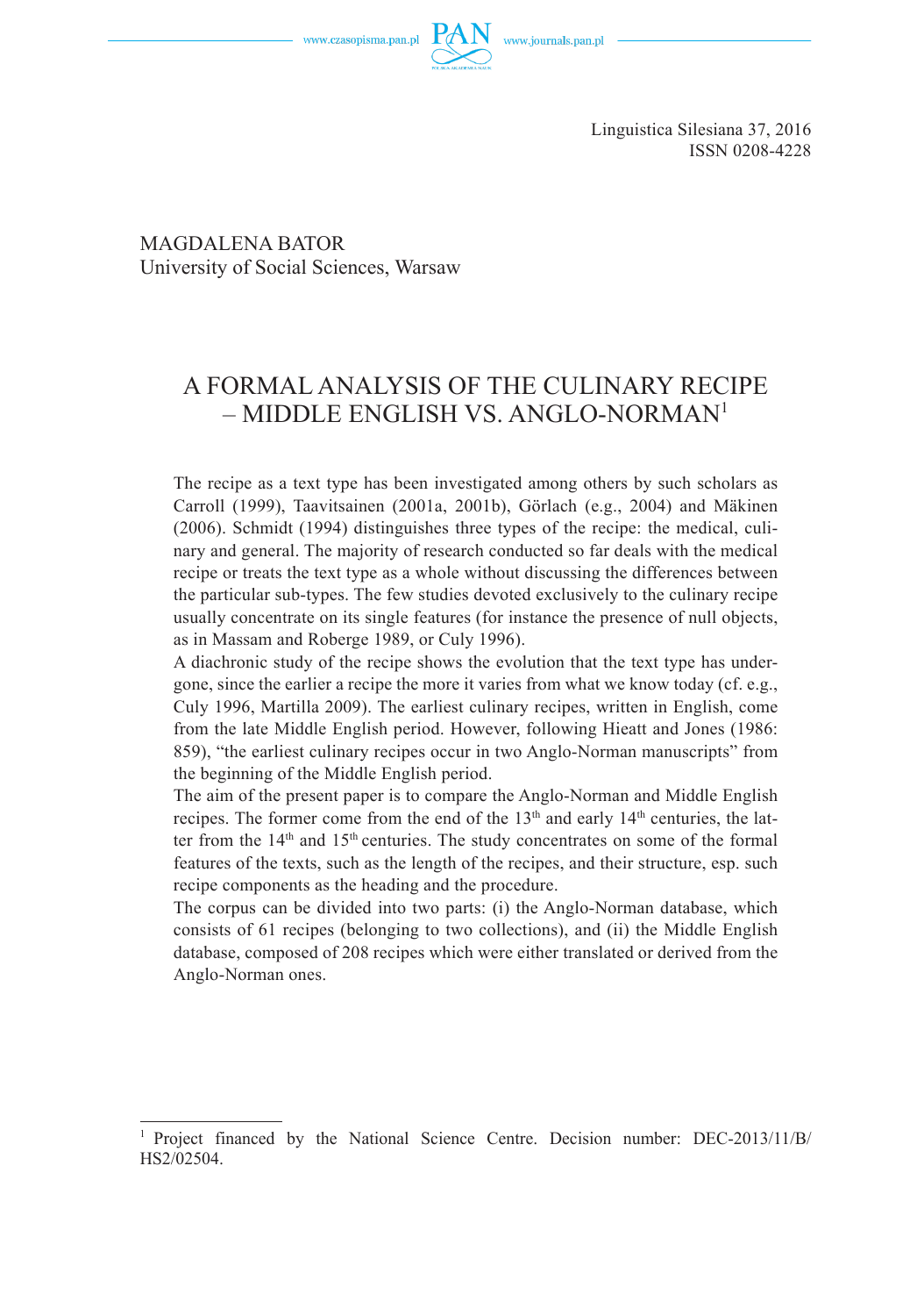Linguistica Silesiana 37, 2016
ISSN 0208-4228

MAGDALENA BATOR
University of Social Sciences, Warsaw

# A FORMAL ANALYSIS OF THE CULINARY RECIPE – MIDDLE ENGLISH VS. ANGLO-NORMAN[1]

The recipe as a text type has been investigated among others by such scholars as Carroll (1999), Taavitsainen (2001a, 2001b), Görlach (e.g., 2004) and Mäkinen (2006). Schmidt (1994) distinguishes three types of the recipe: the medical, culinary and general. The majority of research conducted so far deals with the medical recipe or treats the text type as a whole without discussing the differences between the particular sub-types. The few studies devoted exclusively to the culinary recipe usually concentrate on its single features (for instance the presence of null objects, as in Massam and Roberge 1989, or Culy 1996).

A diachronic study of the recipe shows the evolution that the text type has undergone, since the earlier a recipe the more it varies from what we know today (cf. e.g., Culy 1996, Martilla 2009). The earliest culinary recipes, written in English, come from the late Middle English period. However, following Hieatt and Jones (1986: 859), "the earliest culinary recipes occur in two Anglo-Norman manuscripts" from the beginning of the Middle English period.

The aim of the present paper is to compare the Anglo-Norman and Middle English recipes. The former come from the end of the 13th and early 14th centuries, the latter from the 14th and 15th centuries. The study concentrates on some of the formal features of the texts, such as the length of the recipes, and their structure, esp. such recipe components as the heading and the procedure.

The corpus can be divided into two parts: (i) the Anglo-Norman database, which consists of 61 recipes (belonging to two collections), and (ii) the Middle English database, composed of 208 recipes which were either translated or derived from the Anglo-Norman ones.

---

[1] Project financed by the National Science Centre. Decision number: DEC-2013/11/B/HS2/02504.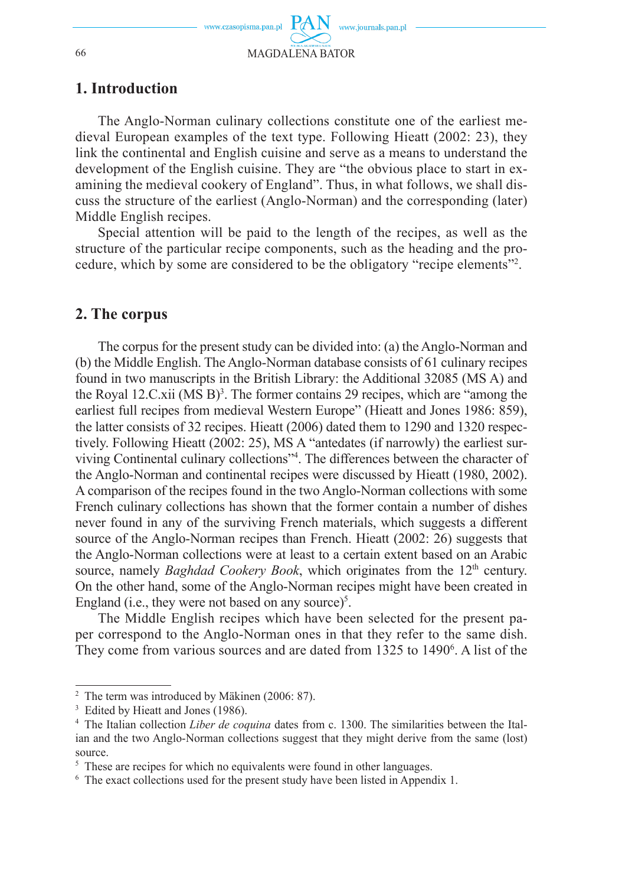## 1. Introduction

The Anglo-Norman culinary collections constitute one of the earliest medieval European examples of the text type. Following Hieatt (2002: 23), they link the continental and English cuisine and serve as a means to understand the development of the English cuisine. They are "the obvious place to start in examining the medieval cookery of England". Thus, in what follows, we shall discuss the structure of the earliest (Anglo-Norman) and the corresponding (later) Middle English recipes.

Special attention will be paid to the length of the recipes, as well as the structure of the particular recipe components, such as the heading and the procedure, which by some are considered to be the obligatory "recipe elements"[2].

## 2. The corpus

The corpus for the present study can be divided into: (a) the Anglo-Norman and (b) the Middle English. The Anglo-Norman database consists of 61 culinary recipes found in two manuscripts in the British Library: the Additional 32085 (MS A) and the Royal 12.C.xii (MS B)[3]. The former contains 29 recipes, which are "among the earliest full recipes from medieval Western Europe" (Hieatt and Jones 1986: 859), the latter consists of 32 recipes. Hieatt (2006) dated them to 1290 and 1320 respectively. Following Hieatt (2002: 25), MS A "antedates (if narrowly) the earliest surviving Continental culinary collections"[4]. The differences between the character of the Anglo-Norman and continental recipes were discussed by Hieatt (1980, 2002). A comparison of the recipes found in the two Anglo-Norman collections with some French culinary collections has shown that the former contain a number of dishes never found in any of the surviving French materials, which suggests a different source of the Anglo-Norman recipes than French. Hieatt (2002: 26) suggests that the Anglo-Norman collections were at least to a certain extent based on an Arabic source, namely *Baghdad Cookery Book*, which originates from the 12th century. On the other hand, some of the Anglo-Norman recipes might have been created in England (i.e., they were not based on any source)[5].

The Middle English recipes which have been selected for the present paper correspond to the Anglo-Norman ones in that they refer to the same dish. They come from various sources and are dated from 1325 to 1490[6]. A list of the

---

[2] The term was introduced by Mäkinen (2006: 87).

[3] Edited by Hieatt and Jones (1986).

[4] The Italian collection *Liber de coquina* dates from c. 1300. The similarities between the Italian and the two Anglo-Norman collections suggest that they might derive from the same (lost) source.

[5] These are recipes for which no equivalents were found in other languages.

[6] The exact collections used for the present study have been listed in Appendix 1.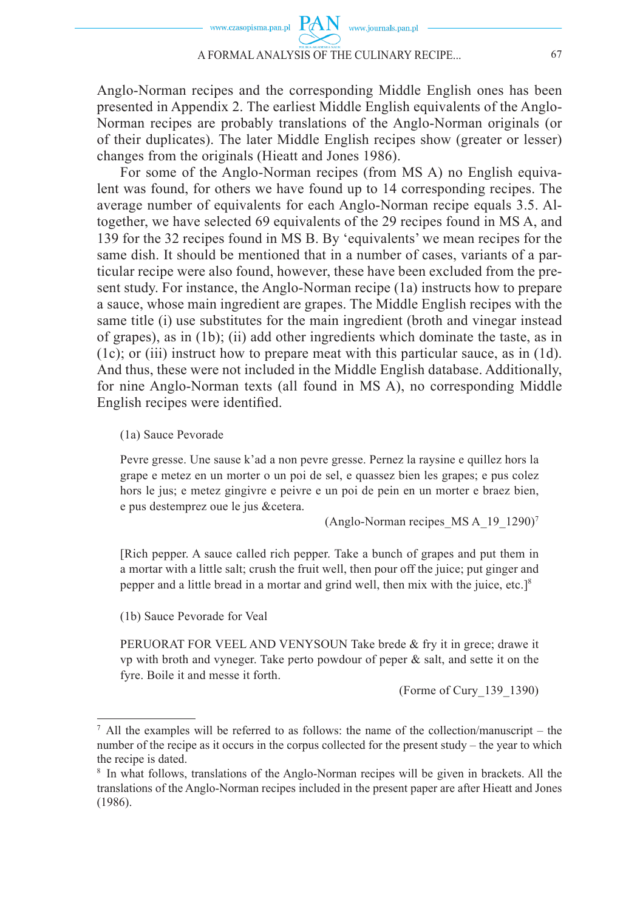Anglo-Norman recipes and the corresponding Middle English ones has been presented in Appendix 2. The earliest Middle English equivalents of the Anglo-Norman recipes are probably translations of the Anglo-Norman originals (or of their duplicates). The later Middle English recipes show (greater or lesser) changes from the originals (Hieatt and Jones 1986).

For some of the Anglo-Norman recipes (from MS A) no English equivalent was found, for others we have found up to 14 corresponding recipes. The average number of equivalents for each Anglo-Norman recipe equals 3.5. Altogether, we have selected 69 equivalents of the 29 recipes found in MS A, and 139 for the 32 recipes found in MS B. By 'equivalents' we mean recipes for the same dish. It should be mentioned that in a number of cases, variants of a particular recipe were also found, however, these have been excluded from the present study. For instance, the Anglo-Norman recipe (1a) instructs how to prepare a sauce, whose main ingredient are grapes. The Middle English recipes with the same title (i) use substitutes for the main ingredient (broth and vinegar instead of grapes), as in (1b); (ii) add other ingredients which dominate the taste, as in (1c); or (iii) instruct how to prepare meat with this particular sauce, as in (1d). And thus, these were not included in the Middle English database. Additionally, for nine Anglo-Norman texts (all found in MS A), no corresponding Middle English recipes were identified.

(1a) Sauce Pevorade

Pevre gresse. Une sause k'ad a non pevre gresse. Pernez la raysine e quillez hors la grape e metez en un morter o un poi de sel, e quassez bien les grapes; e pus colez hors le jus; e metez gingivre e peivre e un poi de pein en un morter e braez bien, e pus destemprez oue le jus &cetera.

(Anglo-Norman recipes_MS A_19_1290)[7]

[Rich pepper. A sauce called rich pepper. Take a bunch of grapes and put them in a mortar with a little salt; crush the fruit well, then pour off the juice; put ginger and pepper and a little bread in a mortar and grind well, then mix with the juice, etc.][8]

(1b) Sauce Pevorade for Veal

PERUORAT FOR VEEL AND VENYSOUN Take brede & fry it in grece; drawe it vp with broth and vyneger. Take perto powdour of peper & salt, and sette it on the fyre. Boile it and messe it forth.

(Forme of Cury_139_1390)

---

[7] All the examples will be referred to as follows: the name of the collection/manuscript – the number of the recipe as it occurs in the corpus collected for the present study – the year to which the recipe is dated.

[8] In what follows, translations of the Anglo-Norman recipes will be given in brackets. All the translations of the Anglo-Norman recipes included in the present paper are after Hieatt and Jones (1986).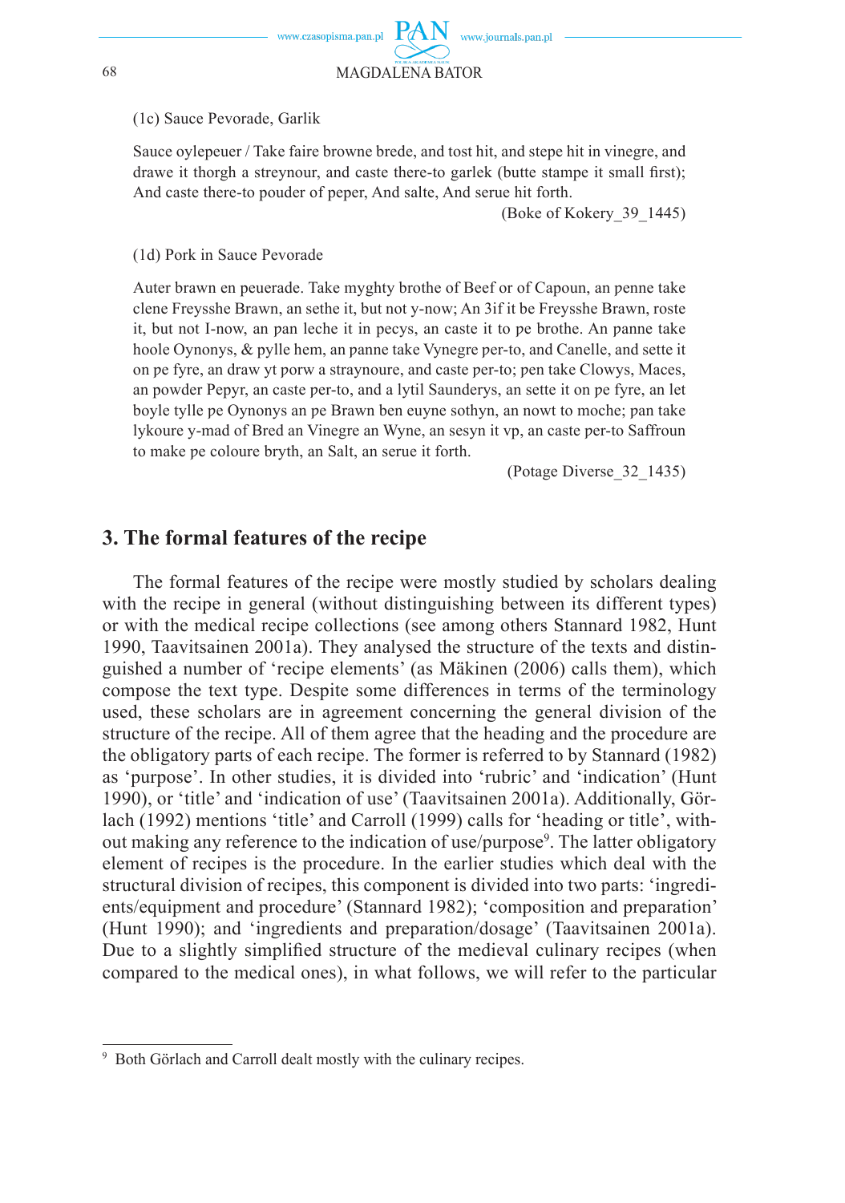(1c) Sauce Pevorade, Garlik

Sauce oylepeuer / Take faire browne brede, and tost hit, and stepe hit in vinegre, and drawe it thorgh a streynour, and caste there-to garlek (butte stampe it small first); And caste there-to pouder of peper, And salte, And serue hit forth.

(Boke of Kokery_39_1445)

(1d) Pork in Sauce Pevorade

Auter brawn en peuerade. Take myghty brothe of Beef or of Capoun, an penne take clene Freysshe Brawn, an sethe it, but not y-now; An 3if it be Freysshe Brawn, roste it, but not I-now, an pan leche it in pecys, an caste it to pe brothe. An panne take hoole Oynonys, & pylle hem, an panne take Vynegre per-to, and Canelle, and sette it on pe fyre, an draw yt porw a straynoure, and caste per-to; pen take Clowys, Maces, an powder Pepyr, an caste per-to, and a lytil Saunderys, an sette it on pe fyre, an let boyle tylle pe Oynonys an pe Brawn ben euyne sothyn, an nowt to moche; pan take lykoure y-mad of Bred an Vinegre an Wyne, an sesyn it vp, an caste per-to Saffroun to make pe coloure bryth, an Salt, an serue it forth.

(Potage Diverse_32_1435)

## 3. The formal features of the recipe

The formal features of the recipe were mostly studied by scholars dealing with the recipe in general (without distinguishing between its different types) or with the medical recipe collections (see among others Stannard 1982, Hunt 1990, Taavitsainen 2001a). They analysed the structure of the texts and distinguished a number of 'recipe elements' (as Mäkinen (2006) calls them), which compose the text type. Despite some differences in terms of the terminology used, these scholars are in agreement concerning the general division of the structure of the recipe. All of them agree that the heading and the procedure are the obligatory parts of each recipe. The former is referred to by Stannard (1982) as 'purpose'. In other studies, it is divided into 'rubric' and 'indication' (Hunt 1990), or 'title' and 'indication of use' (Taavitsainen 2001a). Additionally, Görlach (1992) mentions 'title' and Carroll (1999) calls for 'heading or title', without making any reference to the indication of use/purpose[9]. The latter obligatory element of recipes is the procedure. In the earlier studies which deal with the structural division of recipes, this component is divided into two parts: 'ingredients/equipment and procedure' (Stannard 1982); 'composition and preparation' (Hunt 1990); and 'ingredients and preparation/dosage' (Taavitsainen 2001a). Due to a slightly simplified structure of the medieval culinary recipes (when compared to the medical ones), in what follows, we will refer to the particular

[9] Both Görlach and Carroll dealt mostly with the culinary recipes.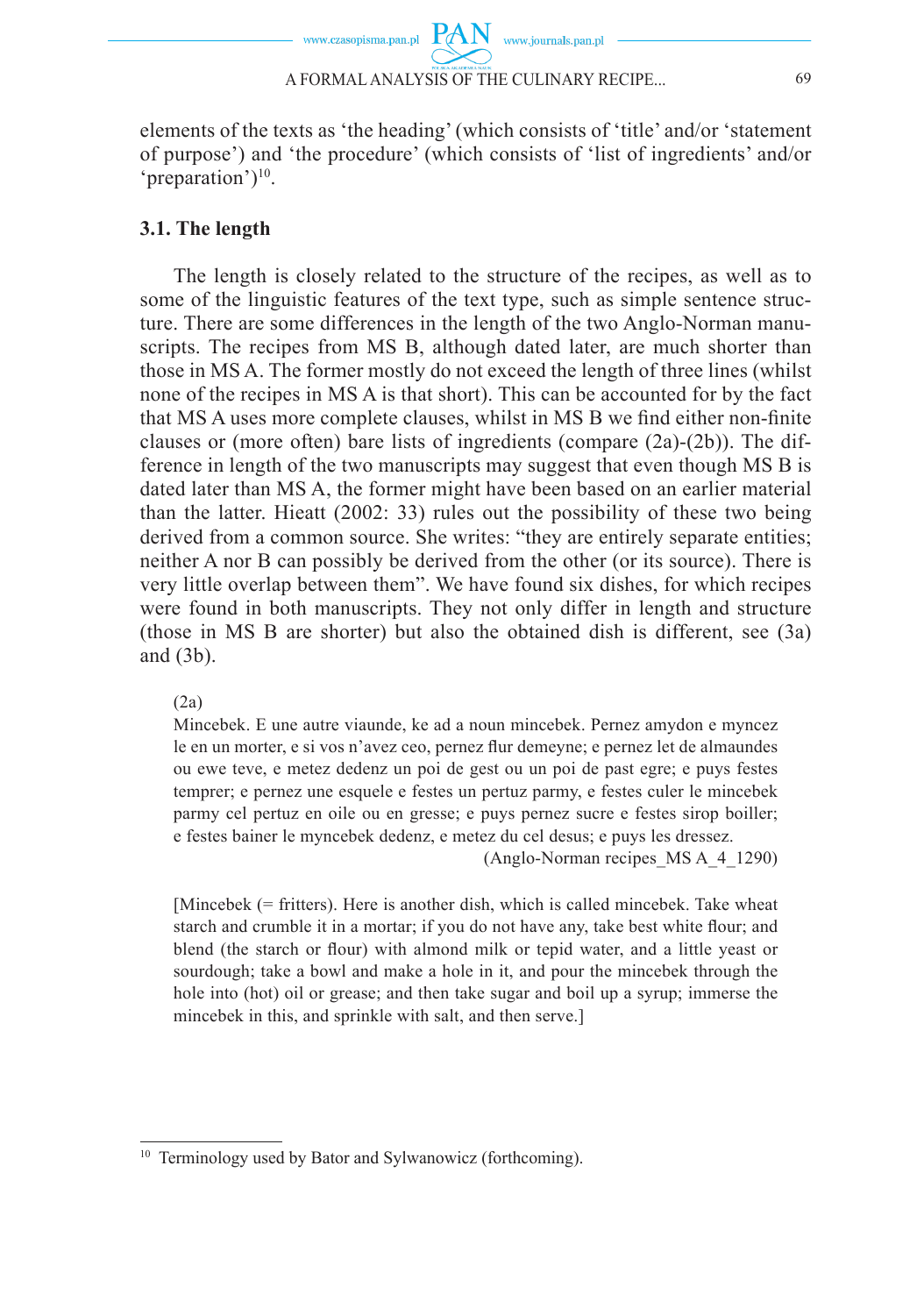elements of the texts as 'the heading' (which consists of 'title' and/or 'statement of purpose') and 'the procedure' (which consists of 'list of ingredients' and/or 'preparation')[10].

### 3.1. The length

The length is closely related to the structure of the recipes, as well as to some of the linguistic features of the text type, such as simple sentence structure. There are some differences in the length of the two Anglo-Norman manuscripts. The recipes from MS B, although dated later, are much shorter than those in MS A. The former mostly do not exceed the length of three lines (whilst none of the recipes in MS A is that short). This can be accounted for by the fact that MS A uses more complete clauses, whilst in MS B we find either non-finite clauses or (more often) bare lists of ingredients (compare (2a)-(2b)). The difference in length of the two manuscripts may suggest that even though MS B is dated later than MS A, the former might have been based on an earlier material than the latter. Hieatt (2002: 33) rules out the possibility of these two being derived from a common source. She writes: "they are entirely separate entities; neither A nor B can possibly be derived from the other (or its source). There is very little overlap between them". We have found six dishes, for which recipes were found in both manuscripts. They not only differ in length and structure (those in MS B are shorter) but also the obtained dish is different, see (3a) and (3b).

(2a)

Mincebek. E une autre viaunde, ke ad a noun mincebek. Pernez amydon e myncez le en un morter, e si vos n'avez ceo, pernez flur demeyne; e pernez let de almaundes ou ewe teve, e metez dedenz un poi de gest ou un poi de past egre; e puys festes temprer; e pernez une esquele e festes un pertuz parmy, e festes culer le mincebek parmy cel pertuz en oile ou en gresse; e puys pernez sucre e festes sirop boiller; e festes bainer le myncebek dedenz, e metez du cel desus; e puys les dressez.

(Anglo-Norman recipes_MS A_4_1290)

[Mincebek (= fritters). Here is another dish, which is called mincebek. Take wheat starch and crumble it in a mortar; if you do not have any, take best white flour; and blend (the starch or flour) with almond milk or tepid water, and a little yeast or sourdough; take a bowl and make a hole in it, and pour the mincebek through the hole into (hot) oil or grease; and then take sugar and boil up a syrup; immerse the mincebek in this, and sprinkle with salt, and then serve.]

---

[10] Terminology used by Bator and Sylwanowicz (forthcoming).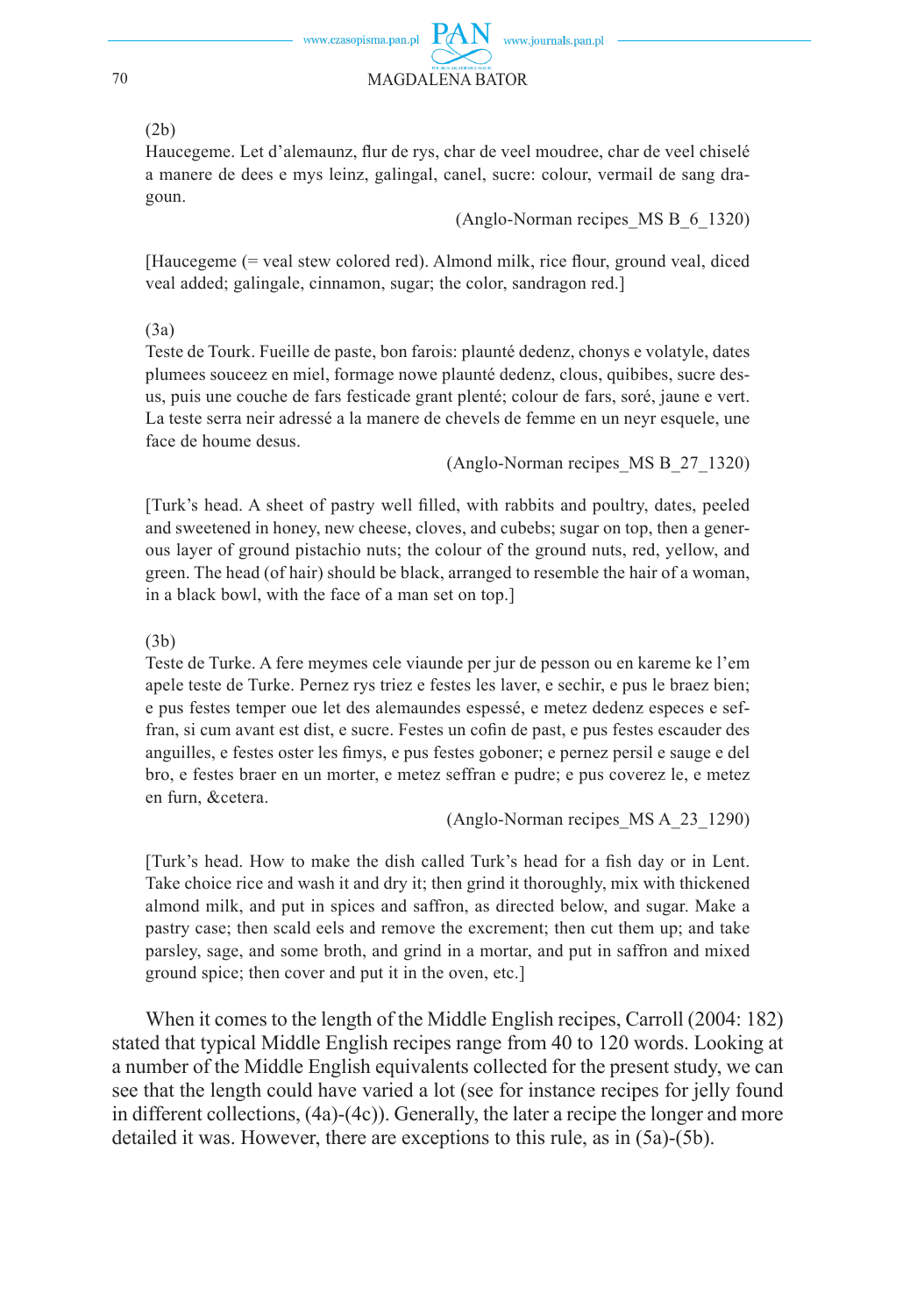(2b)

Haucegeme. Let d'alemaunz, flur de rys, char de veel moudree, char de veel chiselé a manere de dees e mys leinz, galingal, canel, sucre: colour, vermail de sang dragoun.

(Anglo-Norman recipes_MS B_6_1320)

[Haucegeme (= veal stew colored red). Almond milk, rice flour, ground veal, diced veal added; galingale, cinnamon, sugar; the color, sandragon red.]

(3a)

Teste de Tourk. Fueille de paste, bon farois: plaunté dedenz, chonys e volatyle, dates plumees souceez en miel, formage nowe plaunté dedenz, clous, quibibes, sucre desus, puis une couche de fars festicade grant plenté; colour de fars, soré, jaune e vert. La teste serra neir adressé a la manere de chevels de femme en un neyr esquele, une face de houme desus.

(Anglo-Norman recipes_MS B_27_1320)

[Turk's head. A sheet of pastry well filled, with rabbits and poultry, dates, peeled and sweetened in honey, new cheese, cloves, and cubebs; sugar on top, then a generous layer of ground pistachio nuts; the colour of the ground nuts, red, yellow, and green. The head (of hair) should be black, arranged to resemble the hair of a woman, in a black bowl, with the face of a man set on top.]

(3b)

Teste de Turke. A fere meymes cele viaunde per jur de pesson ou en kareme ke l'em apele teste de Turke. Pernez rys triez e festes les laver, e sechir, e pus le braez bien; e pus festes temper oue let des alemaundes espessé, e metez dedenz especes e seffran, si cum avant est dist, e sucre. Festes un cofin de past, e pus festes escauder des anguilles, e festes oster les fimys, e pus festes goboner; e pernez persil e sauge e del bro, e festes braer en un morter, e metez seffran e pudre; e pus coverez le, e metez en furn, &cetera.

(Anglo-Norman recipes_MS A_23_1290)

[Turk's head. How to make the dish called Turk's head for a fish day or in Lent. Take choice rice and wash it and dry it; then grind it thoroughly, mix with thickened almond milk, and put in spices and saffron, as directed below, and sugar. Make a pastry case; then scald eels and remove the excrement; then cut them up; and take parsley, sage, and some broth, and grind in a mortar, and put in saffron and mixed ground spice; then cover and put it in the oven, etc.]

When it comes to the length of the Middle English recipes, Carroll (2004: 182) stated that typical Middle English recipes range from 40 to 120 words. Looking at a number of the Middle English equivalents collected for the present study, we can see that the length could have varied a lot (see for instance recipes for jelly found in different collections, (4a)-(4c)). Generally, the later a recipe the longer and more detailed it was. However, there are exceptions to this rule, as in (5a)-(5b).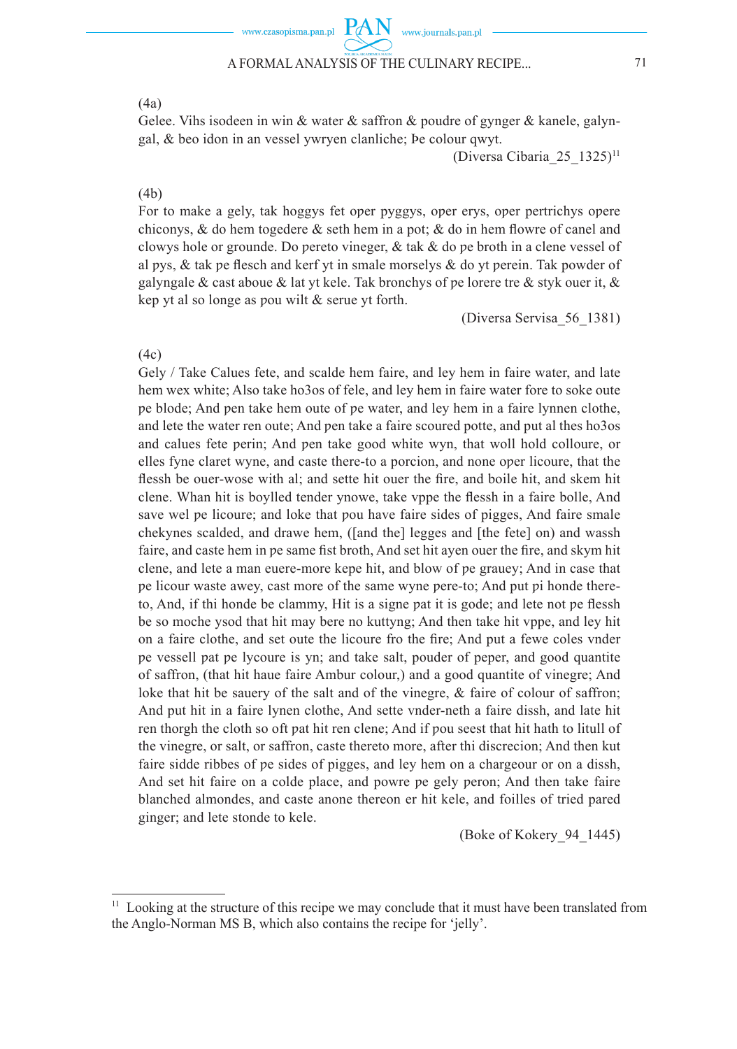(4a)

Gelee. Vihs isodeen in win & water & saffron & poudre of gynger & kanele, galyngal, & beo idon in an vessel ywryen clanliche; Þe colour qwyt.

(Diversa Cibaria_25_1325)[11]

(4b)

For to make a gely, tak hoggys fet oþer pyggys, oþer erys, oþer pertrichys oþere chiconys, & do hem togedere & seth hem in a pot; & do in hem flowre of canel and clowys hole or grounde. Do þereto vineger, & tak & do þe broth in a clene vessel of al pys, & tak þe flesch and kerf yt in smale morselys & do yt þerein. Tak powder of galyngale & cast aboue & lat yt kele. Tak bronchys of þe lorere tre & styk ouer it, & kep yt al so longe as þou wilt & serue yt forth.

(Diversa Servisa_56_1381)

(4c)

Gely / Take Calues fete, and scalde hem faire, and ley hem in faire water, and late hem wex white; Also take ho3os of fele, and ley hem in faire water fore to soke oute þe blode; And þen take hem oute of þe water, and ley hem in a faire lynnen clothe, and lete the water ren oute; And þen take a faire scoured potte, and put al thes ho3os and calues fete þerin; And þen take good white wyn, that woll hold colloure, or elles fyne claret wyne, and caste there-to a porcion, and none oþer licoure, that the flessh be ouer-wose with al; and sette hit ouer the fire, and boile hit, and skem hit clene. Whan hit is boylled tender ynowe, take vppe the flessh in a faire bolle, And save wel þe licoure; and loke that þou have faire sides of pigges, And faire smale chekynes scalded, and drawe hem, ([and the] legges and [the fete] on) and wassh faire, and caste hem in þe same fist broth, And set hit ayen ouer the fire, and skym hit clene, and lete a man euere-more kepe hit, and blow of þe grauey; And in case that þe licour waste awey, cast more of the same wyne þere-to; And put þi honde there-to, And, if thi honde be clammy, Hit is a signe þat it is gode; and lete not þe flessh be so moche ysod that hit may bere no kuttyng; And then take hit vppe, and ley hit on a faire clothe, and set oute the licoure fro the fire; And put a fewe coles vnder þe vessell þat þe lycoure is yn; and take salt, pouder of peper, and good quantite of saffron, (that hit haue faire Ambur colour,) and a good quantite of vinegre; And loke that hit be sauery of the salt and of the vinegre, & faire of colour of saffron; And put hit in a faire lynen clothe, And sette vnder-neth a faire dissh, and late hit ren thorgh the cloth so oft þat hit ren clene; And if þou seest that hit hath to litull of the vinegre, or salt, or saffron, caste thereto more, after thi discrecion; And then kut faire sidde ribbes of þe sides of pigges, and ley hem on a chargeour or on a dissh, And set hit faire on a colde place, and powre þe gely þeron; And then take faire blanched almondes, and caste anone thereon er hit kele, and foilles of tried pared ginger; and lete stonde to kele.

(Boke of Kokery_94_1445)

---

[11] Looking at the structure of this recipe we may conclude that it must have been translated from the Anglo-Norman MS B, which also contains the recipe for 'jelly'.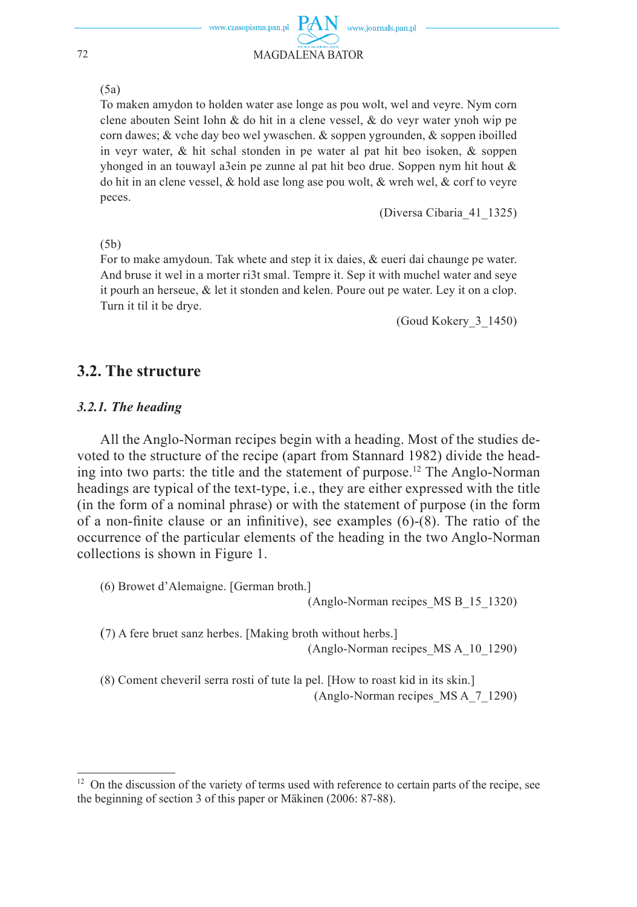(5a)

To maken amydon to holden water ase longe as þou wolt, wel and veyre. Nym corn clene abouten Seint Iohn & do hit in a clene vessel, & do veyr water ynoh wiþ þe corn dawes; & vche day beo wel ywaschen. & soppen ygrounden, & soppen iboilled in veyr water, & hit schal stonden in þe water al þat hit beo isoken, & soppen yhonged in an touwayl a3ein þe zunne al þat hit beo drue. Soppen nym hit hout & do hit in an clene vessel, & hold ase long ase þou wolt, & wreh wel, & corf to veyre peces.

(Diversa Cibaria_41_1325)

(5b)

For to make amydoun. Tak whete and step it ix daies, & eueri dai chaunge þe water. And bruse it wel in a morter ri3t smal. Tempre it. Seþ it with muchel water and seye it pourh an herseue, & let it stonden and kelen. Poure out þe water. Ley it on a clop. Turn it til it be drye.

(Goud Kokery_3_1450)

## 3.2. The structure

### *3.2.1. The heading*

All the Anglo-Norman recipes begin with a heading. Most of the studies devoted to the structure of the recipe (apart from Stannard 1982) divide the heading into two parts: the title and the statement of purpose.[12] The Anglo-Norman headings are typical of the text-type, i.e., they are either expressed with the title (in the form of a nominal phrase) or with the statement of purpose (in the form of a non-finite clause or an infinitive), see examples (6)-(8). The ratio of the occurrence of the particular elements of the heading in the two Anglo-Norman collections is shown in Figure 1.

(6) Browet d'Alemaigne. [German broth.]

(Anglo-Norman recipes_MS B_15_1320)

(7) A fere bruet sanz herbes. [Making broth without herbs.]

(Anglo-Norman recipes_MS A_10_1290)

(8) Coment cheveril serra rosti of tute la pel. [How to roast kid in its skin.]

(Anglo-Norman recipes_MS A_7_1290)

[12] On the discussion of the variety of terms used with reference to certain parts of the recipe, see the beginning of section 3 of this paper or Mäkinen (2006: 87-88).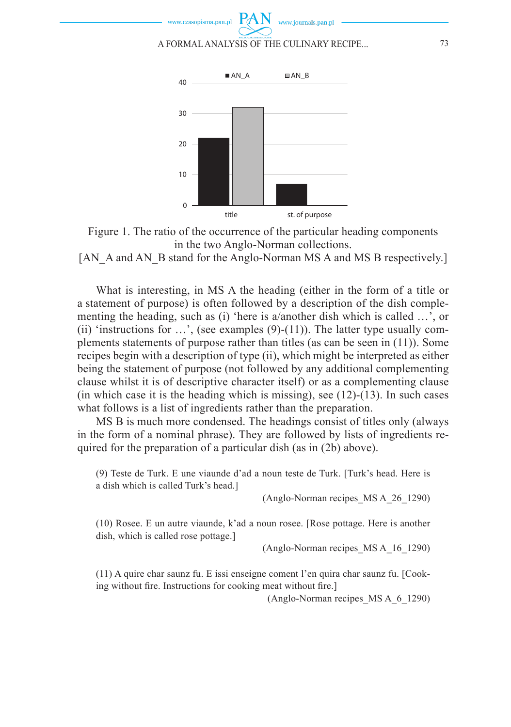Figure 1. The ratio of the occurrence of the particular heading components in the two Anglo-Norman collections.
[AN_A and AN_B stand for the Anglo-Norman MS A and MS B respectively.]

What is interesting, in MS A the heading (either in the form of a title or a statement of purpose) is often followed by a description of the dish complementing the heading, such as (i) 'here is a/another dish which is called …', or (ii) 'instructions for …', (see examples (9)-(11)). The latter type usually complements statements of purpose rather than titles (as can be seen in (11)). Some recipes begin with a description of type (ii), which might be interpreted as either being the statement of purpose (not followed by any additional complementing clause whilst it is of descriptive character itself) or as a complementing clause (in which case it is the heading which is missing), see (12)-(13). In such cases what follows is a list of ingredients rather than the preparation.

MS B is much more condensed. The headings consist of titles only (always in the form of a nominal phrase). They are followed by lists of ingredients required for the preparation of a particular dish (as in (2b) above).

(9) Teste de Turk. E une viaunde d'ad a noun teste de Turk. [Turk's head. Here is a dish which is called Turk's head.]

(Anglo-Norman recipes_MS A_26_1290)

(10) Rosee. E un autre viaunde, k'ad a noun rosee. [Rose pottage. Here is another dish, which is called rose pottage.]

(Anglo-Norman recipes_MS A_16_1290)

(11) A quire char saunz fu. E issi enseigne coment l'en quira char saunz fu. [Cooking without fire. Instructions for cooking meat without fire.]

(Anglo-Norman recipes_MS A_6_1290)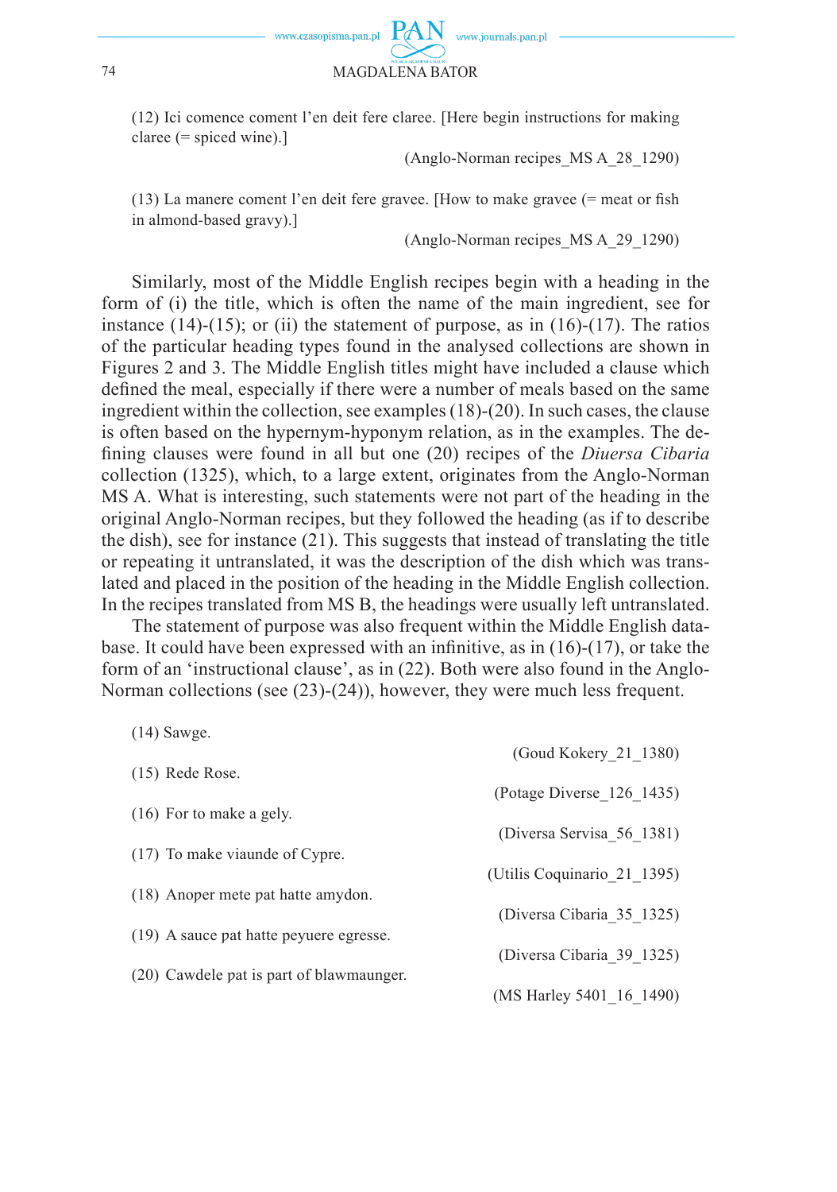(12) Ici comence coment l'en deit fere claree. [Here begin instructions for making claree (= spiced wine).]

(Anglo-Norman recipes_MS A_28_1290)

(13) La manere coment l'en deit fere gravee. [How to make gravee (= meat or fish in almond-based gravy).]

(Anglo-Norman recipes_MS A_29_1290)

Similarly, most of the Middle English recipes begin with a heading in the form of (i) the title, which is often the name of the main ingredient, see for instance (14)-(15); or (ii) the statement of purpose, as in (16)-(17). The ratios of the particular heading types found in the analysed collections are shown in Figures 2 and 3. The Middle English titles might have included a clause which defined the meal, especially if there were a number of meals based on the same ingredient within the collection, see examples (18)-(20). In such cases, the clause is often based on the hypernym-hyponym relation, as in the examples. The defining clauses were found in all but one (20) recipes of the *Diuersa Cibaria* collection (1325), which, to a large extent, originates from the Anglo-Norman MS A. What is interesting, such statements were not part of the heading in the original Anglo-Norman recipes, but they followed the heading (as if to describe the dish), see for instance (21). This suggests that instead of translating the title or repeating it untranslated, it was the description of the dish which was translated and placed in the position of the heading in the Middle English collection. In the recipes translated from MS B, the headings were usually left untranslated.

The statement of purpose was also frequent within the Middle English database. It could have been expressed with an infinitive, as in (16)-(17), or take the form of an 'instructional clause', as in (22). Both were also found in the Anglo-Norman collections (see (23)-(24)), however, they were much less frequent.

(14) Sawge.

(Goud Kokery_21_1380)

(15) Rede Rose.

(Potage Diverse_126_1435)

(16) For to make a gely.

(Diversa Servisa_56_1381)

(17) To make viaunde of Cypre.

(Utilis Coquinario_21_1395)

(18) Anoþer mete þat hatte amydon.

(Diversa Cibaria_35_1325)

(19) A sauce þat hatte peyuere egresse.

(Diversa Cibaria_39_1325)

(20) Cawdele þat is part of blawmaunger.

(MS Harley 5401_16_1490)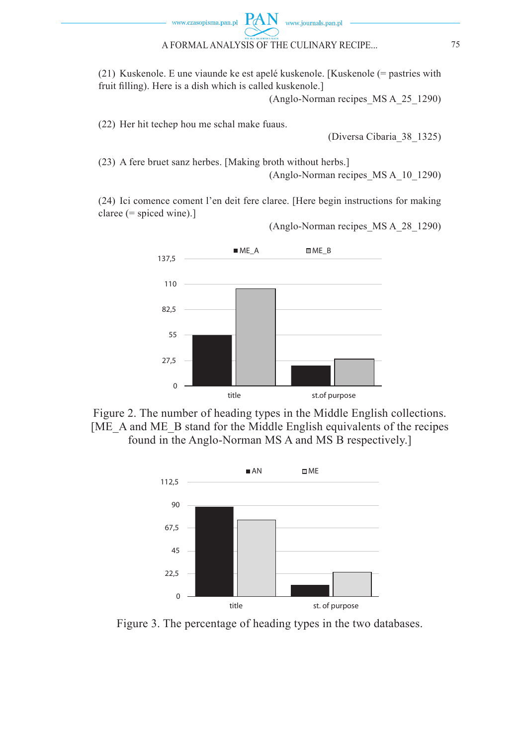(21) Kuskenole. E une viaunde ke est apelé kuskenole. [Kuskenole (= pastries with fruit filling). Here is a dish which is called kuskenole.]

(Anglo-Norman recipes_MS A_25_1290)

(22) Her hit techep hou me schal make fuaus.

(Diversa Cibaria_38_1325)

(23) A fere bruet sanz herbes. [Making broth without herbs.]

(Anglo-Norman recipes_MS A_10_1290)

(24) Ici comence coment l'en deit fere claree. [Here begin instructions for making claree (= spiced wine).]

(Anglo-Norman recipes_MS A_28_1290)

Figure 2. The number of heading types in the Middle English collections. [ME_A and ME_B stand for the Middle English equivalents of the recipes found in the Anglo-Norman MS A and MS B respectively.]

Figure 3. The percentage of heading types in the two databases.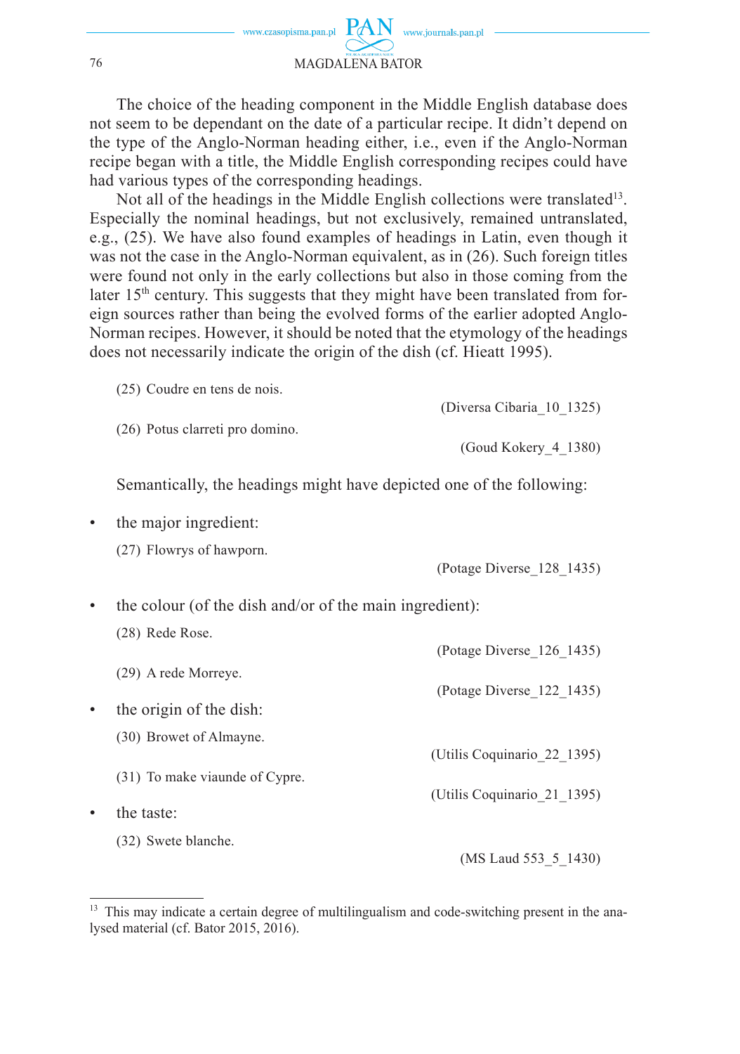The choice of the heading component in the Middle English database does not seem to be dependant on the date of a particular recipe. It didn't depend on the type of the Anglo-Norman heading either, i.e., even if the Anglo-Norman recipe began with a title, the Middle English corresponding recipes could have had various types of the corresponding headings.

Not all of the headings in the Middle English collections were translated[13]. Especially the nominal headings, but not exclusively, remained untranslated, e.g., (25). We have also found examples of headings in Latin, even though it was not the case in the Anglo-Norman equivalent, as in (26). Such foreign titles were found not only in the early collections but also in those coming from the later 15th century. This suggests that they might have been translated from foreign sources rather than being the evolved forms of the earlier adopted Anglo-Norman recipes. However, it should be noted that the etymology of the headings does not necessarily indicate the origin of the dish (cf. Hieatt 1995).

(25) Coudre en tens de nois.

(Diversa Cibaria_10_1325)

(26) Potus clarreti pro domino.

(Goud Kokery_4_1380)

Semantically, the headings might have depicted one of the following:

- the major ingredient:

  (27) Flowrys of hawporn.

  (Potage Diverse_128_1435)

- the colour (of the dish and/or of the main ingredient):

  (28) Rede Rose.

  (Potage Diverse_126_1435)

  (29) A rede Morreye.

  (Potage Diverse_122_1435)

- the origin of the dish:

  (30) Browet of Almayne.

  (Utilis Coquinario_22_1395)

  (31) To make viaunde of Cypre.

  (Utilis Coquinario_21_1395)

- the taste:

  (32) Swete blanche.

  (MS Laud 553_5_1430)

[13] This may indicate a certain degree of multilingualism and code-switching present in the analysed material (cf. Bator 2015, 2016).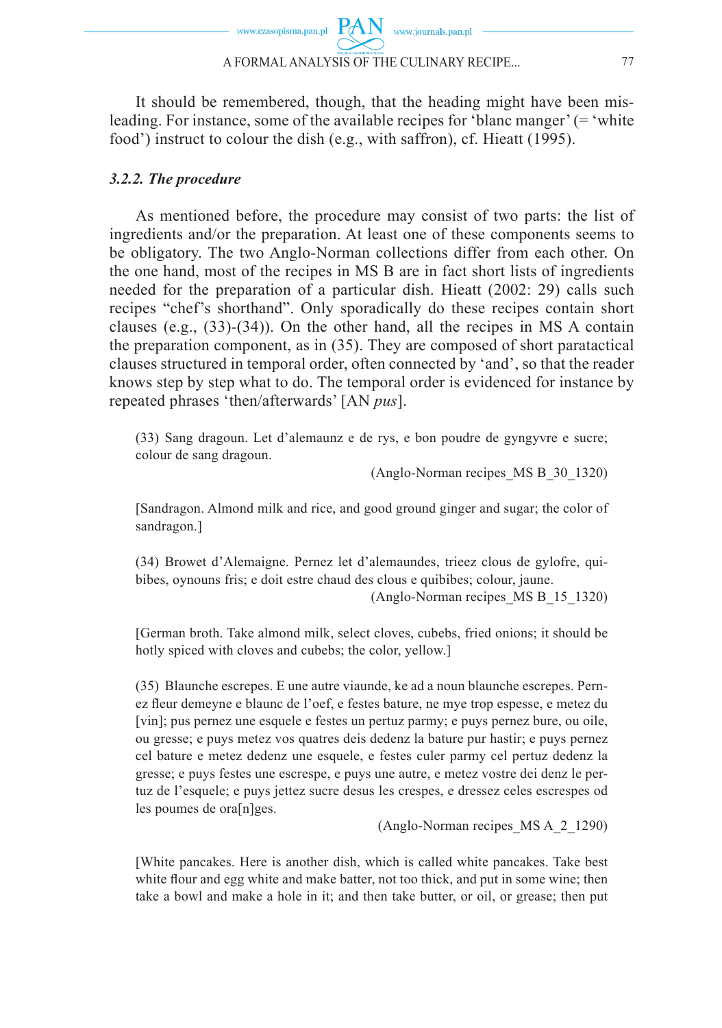It should be remembered, though, that the heading might have been misleading. For instance, some of the available recipes for 'blanc manger' (= 'white food') instruct to colour the dish (e.g., with saffron), cf. Hieatt (1995).

### *3.2.2. The procedure*

As mentioned before, the procedure may consist of two parts: the list of ingredients and/or the preparation. At least one of these components seems to be obligatory. The two Anglo-Norman collections differ from each other. On the one hand, most of the recipes in MS B are in fact short lists of ingredients needed for the preparation of a particular dish. Hieatt (2002: 29) calls such recipes "chef's shorthand". Only sporadically do these recipes contain short clauses (e.g., (33)-(34)). On the other hand, all the recipes in MS A contain the preparation component, as in (35). They are composed of short paratactical clauses structured in temporal order, often connected by 'and', so that the reader knows step by step what to do. The temporal order is evidenced for instance by repeated phrases 'then/afterwards' [AN *pus*].

(33) Sang dragoun. Let d'alemaunz e de rys, e bon poudre de gyngyvre e sucre; colour de sang dragoun.

(Anglo-Norman recipes_MS B_30_1320)

[Sandragon. Almond milk and rice, and good ground ginger and sugar; the color of sandragon.]

(34) Browet d'Alemaigne. Pernez let d'alemaundes, trieez clous de gylofre, quibibes, oynouns fris; e doit estre chaud des clous e quibibes; colour, jaune.

(Anglo-Norman recipes_MS B_15_1320)

[German broth. Take almond milk, select cloves, cubebs, fried onions; it should be hotly spiced with cloves and cubebs; the color, yellow.]

(35) Blaunche escrepes. E une autre viaunde, ke ad a noun blaunche escrepes. Pernez fleur demeyne e blaunc de l'oef, e festes bature, ne mye trop espesse, e metez du [vin]; pus pernez une esquele e festes un pertuz parmy; e puys pernez bure, ou oile, ou gresse; e puys metez vos quatres deis dedenz la bature pur hastir; e puys pernez cel bature e metez dedenz une esquele, e festes culer parmy cel pertuz dedenz la gresse; e puys festes une escrespe, e puys une autre, e metez vostre dei denz le pertuz de l'esquele; e puys jettez sucre desus les crespes, e dressez celes escrespes od les poumes de ora[n]ges.

(Anglo-Norman recipes_MS A_2_1290)

[White pancakes. Here is another dish, which is called white pancakes. Take best white flour and egg white and make batter, not too thick, and put in some wine; then take a bowl and make a hole in it; and then take butter, or oil, or grease; then put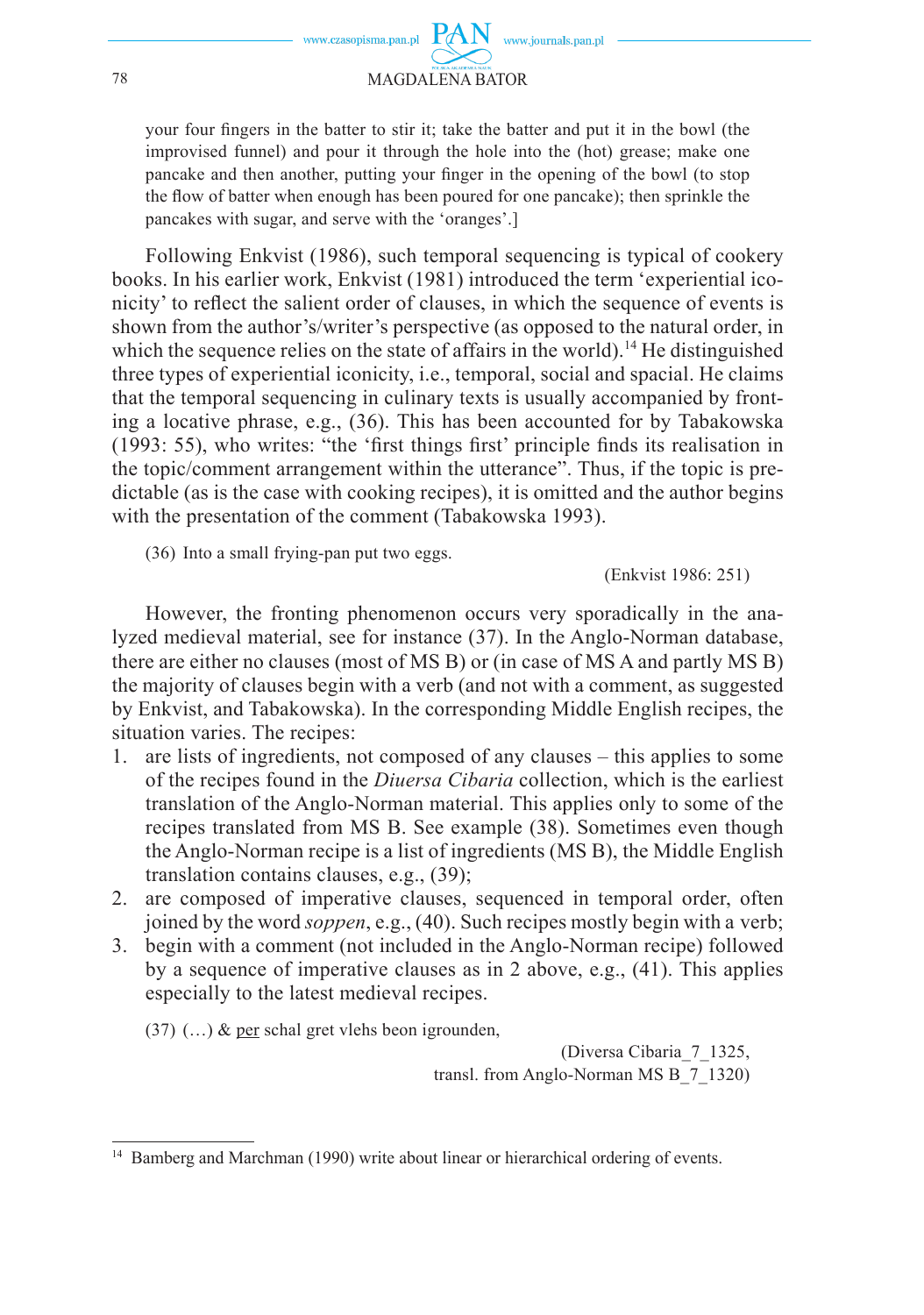your four fingers in the batter to stir it; take the batter and put it in the bowl (the improvised funnel) and pour it through the hole into the (hot) grease; make one pancake and then another, putting your finger in the opening of the bowl (to stop the flow of batter when enough has been poured for one pancake); then sprinkle the pancakes with sugar, and serve with the 'oranges'.]

Following Enkvist (1986), such temporal sequencing is typical of cookery books. In his earlier work, Enkvist (1981) introduced the term 'experiential iconicity' to reflect the salient order of clauses, in which the sequence of events is shown from the author's/writer's perspective (as opposed to the natural order, in which the sequence relies on the state of affairs in the world).[14] He distinguished three types of experiential iconicity, i.e., temporal, social and spacial. He claims that the temporal sequencing in culinary texts is usually accompanied by fronting a locative phrase, e.g., (36). This has been accounted for by Tabakowska (1993: 55), who writes: "the 'first things first' principle finds its realisation in the topic/comment arrangement within the utterance". Thus, if the topic is predictable (as is the case with cooking recipes), it is omitted and the author begins with the presentation of the comment (Tabakowska 1993).

(36) Into a small frying-pan put two eggs.

(Enkvist 1986: 251)

However, the fronting phenomenon occurs very sporadically in the analyzed medieval material, see for instance (37). In the Anglo-Norman database, there are either no clauses (most of MS B) or (in case of MS A and partly MS B) the majority of clauses begin with a verb (and not with a comment, as suggested by Enkvist, and Tabakowska). In the corresponding Middle English recipes, the situation varies. The recipes:

1. are lists of ingredients, not composed of any clauses – this applies to some of the recipes found in the *Diuersa Cibaria* collection, which is the earliest translation of the Anglo-Norman material. This applies only to some of the recipes translated from MS B. See example (38). Sometimes even though the Anglo-Norman recipe is a list of ingredients (MS B), the Middle English translation contains clauses, e.g., (39);
2. are composed of imperative clauses, sequenced in temporal order, often joined by the word *soppen*, e.g., (40). Such recipes mostly begin with a verb;
3. begin with a comment (not included in the Anglo-Norman recipe) followed by a sequence of imperative clauses as in 2 above, e.g., (41). This applies especially to the latest medieval recipes.

(37) (…) & per schal gret vlehs beon igrounden,

(Diversa Cibaria_7_1325, transl. from Anglo-Norman MS B_7_1320)

---

[14] Bamberg and Marchman (1990) write about linear or hierarchical ordering of events.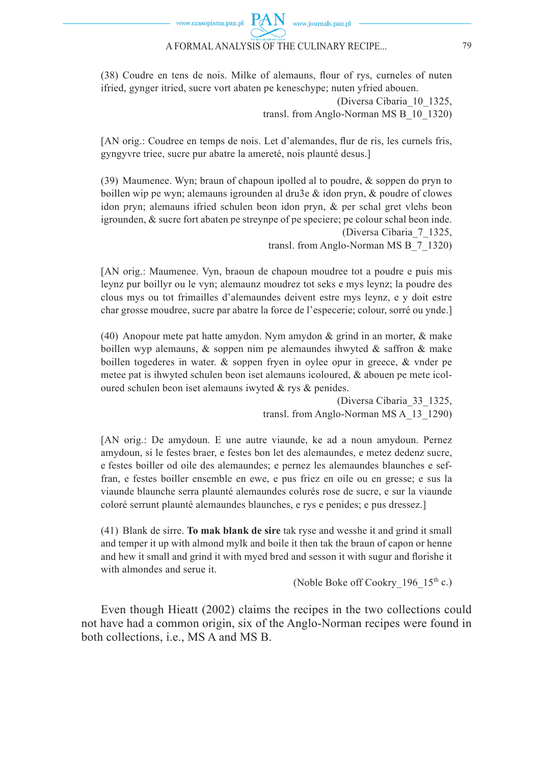(38) Coudre en tens de nois. Milke of alemauns, flour of rys, curneles of nuten ifried, gynger itried, sucre vort abaten þe keneschype; nuten yfried abouen.

(Diversa Cibaria_10_1325,
transl. from Anglo-Norman MS B_10_1320)

[AN orig.: Coudree en temps de nois. Let d'alemandes, flur de ris, les curnels fris, gyngyvre triee, sucre pur abatre la amereté, nois plaunté desus.]

(39) Maumenee. Wyn; braun of chapoun ipolled al to poudre, & soppen do pryn to boillen wiþ þe wyn; alemauns igrounden al dru3e & idon pryn, & poudre of clowes idon pryn; alemauns ifried schulen beon idon pryn, & þer schal gret vlehs beon igrounden, & sucre fort abaten þe streynþe of þe speciere; þe colour schal beon inde.

(Diversa Cibaria_7_1325,
transl. from Anglo-Norman MS B_7_1320)

[AN orig.: Maumenee. Vyn, braoun de chapoun moudree tot a poudre e puis mis leynz pur boillyr ou le vyn; alemaunz moudrez tot seks e mys leynz; la poudre des clous mys ou tot frimailles d'alemaundes deivent estre mys leynz, e y doit estre char grosse moudree, sucre par abatre la force de l'especerie; colour, sorré ou ynde.]

(40) Anopour mete þat hatte amydon. Nym amydon & grind in an morter, & make boillen wyþ alemauns, & soppen nim þe alemaundes ihwyted & saffron & make boillen togederes in water. & soppen fryen in oylee oþur in greece, & vnder þe metee þat is ihwyted schulen beon iset alemauns icoloured, & abouen þe mete icoloured schulen beon iset alemauns iwyted & rys & penides.

(Diversa Cibaria_33_1325,
transl. from Anglo-Norman MS A_13_1290)

[AN orig.: De amydoun. E une autre viaunde, ke ad a noun amydoun. Pernez amydoun, si le festes braer, e festes bon let des alemaundes, e metez dedenz sucre, e festes boiller od oile des alemaundes; e pernez les alemaundes blaunches e seffran, e festes boiller ensemble en ewe, e pus friez en oile ou en gresse; e sus la viaunde blaunche serra plaunté alemaundes colurés rose de sucre, e sur la viaunde coloré serrunt plaunté alemaundes blaunches, e rys e penides; e pus dressez.]

(41) Blank de sirre. **To mak blank de sire** tak ryse and wesshe it and grind it small and temper it up with almond mylk and boile it then tak the braun of capon or henne and hew it small and grind it with myed bred and sesson it with sugur and florishe it with almondes and serue it.

(Noble Boke off Cookry_196_15th c.)

Even though Hieatt (2002) claims the recipes in the two collections could not have had a common origin, six of the Anglo-Norman recipes were found in both collections, i.e., MS A and MS B.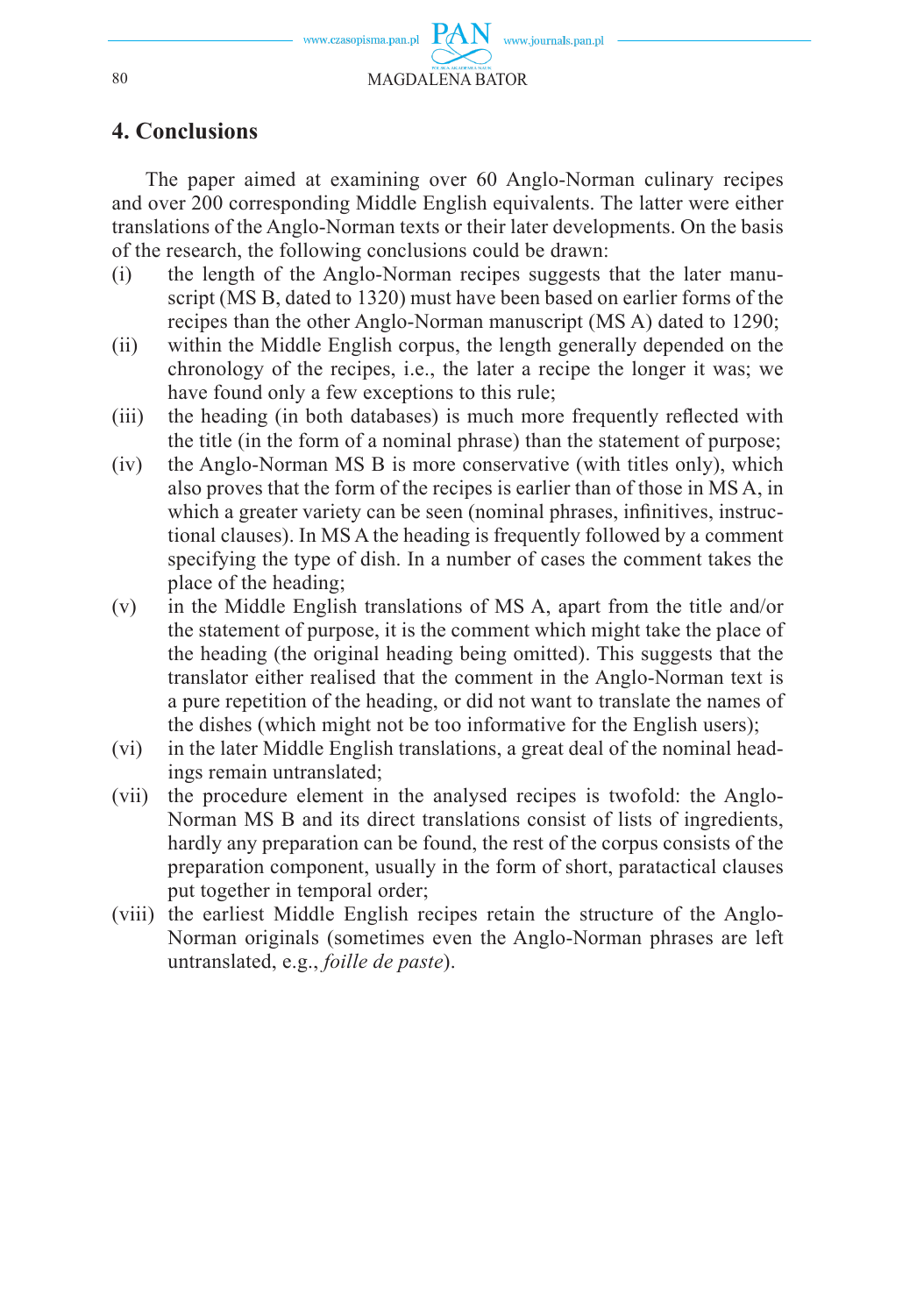## 4. Conclusions

The paper aimed at examining over 60 Anglo-Norman culinary recipes and over 200 corresponding Middle English equivalents. The latter were either translations of the Anglo-Norman texts or their later developments. On the basis of the research, the following conclusions could be drawn:

(i) the length of the Anglo-Norman recipes suggests that the later manuscript (MS B, dated to 1320) must have been based on earlier forms of the recipes than the other Anglo-Norman manuscript (MS A) dated to 1290;

(ii) within the Middle English corpus, the length generally depended on the chronology of the recipes, i.e., the later a recipe the longer it was; we have found only a few exceptions to this rule;

(iii) the heading (in both databases) is much more frequently reflected with the title (in the form of a nominal phrase) than the statement of purpose;

(iv) the Anglo-Norman MS B is more conservative (with titles only), which also proves that the form of the recipes is earlier than of those in MS A, in which a greater variety can be seen (nominal phrases, infinitives, instructional clauses). In MS A the heading is frequently followed by a comment specifying the type of dish. In a number of cases the comment takes the place of the heading;

(v) in the Middle English translations of MS A, apart from the title and/or the statement of purpose, it is the comment which might take the place of the heading (the original heading being omitted). This suggests that the translator either realised that the comment in the Anglo-Norman text is a pure repetition of the heading, or did not want to translate the names of the dishes (which might not be too informative for the English users);

(vi) in the later Middle English translations, a great deal of the nominal headings remain untranslated;

(vii) the procedure element in the analysed recipes is twofold: the Anglo-Norman MS B and its direct translations consist of lists of ingredients, hardly any preparation can be found, the rest of the corpus consists of the preparation component, usually in the form of short, paratactical clauses put together in temporal order;

(viii) the earliest Middle English recipes retain the structure of the Anglo-Norman originals (sometimes even the Anglo-Norman phrases are left untranslated, e.g., *foille de paste*).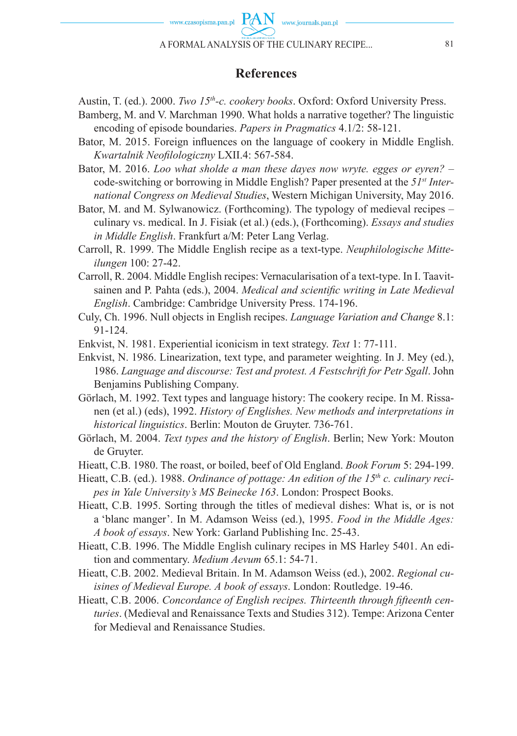## References

Austin, T. (ed.). 2000. *Two 15th-c. cookery books*. Oxford: Oxford University Press.

Bamberg, M. and V. Marchman 1990. What holds a narrative together? The linguistic encoding of episode boundaries. *Papers in Pragmatics* 4.1/2: 58-121.

Bator, M. 2015. Foreign influences on the language of cookery in Middle English. *Kwartalnik Neofilologiczny* LXII.4: 567-584.

Bator, M. 2016. *Loo what sholde a man these dayes now wryte. egges or eyren?* – code-switching or borrowing in Middle English? Paper presented at the *51st International Congress on Medieval Studies*, Western Michigan University, May 2016.

Bator, M. and M. Sylwanowicz. (Forthcoming). The typology of medieval recipes – culinary vs. medical. In J. Fisiak (et al.) (eds.), (Forthcoming). *Essays and studies in Middle English*. Frankfurt a/M: Peter Lang Verlag.

Carroll, R. 1999. The Middle English recipe as a text-type. *Neuphilologische Mitteilungen* 100: 27-42.

Carroll, R. 2004. Middle English recipes: Vernacularisation of a text-type. In I. Taavitsainen and P. Pahta (eds.), 2004. *Medical and scientific writing in Late Medieval English*. Cambridge: Cambridge University Press. 174-196.

Culy, Ch. 1996. Null objects in English recipes. *Language Variation and Change* 8.1: 91-124.

Enkvist, N. 1981. Experiential iconicism in text strategy. *Text* 1: 77-111.

Enkvist, N. 1986. Linearization, text type, and parameter weighting. In J. Mey (ed.), 1986. *Language and discourse: Test and protest. A Festschrift for Petr Sgall*. John Benjamins Publishing Company.

Görlach, M. 1992. Text types and language history: The cookery recipe. In M. Rissanen (et al.) (eds), 1992. *History of Englishes. New methods and interpretations in historical linguistics*. Berlin: Mouton de Gruyter. 736-761.

Görlach, M. 2004. *Text types and the history of English*. Berlin; New York: Mouton de Gruyter.

Hieatt, C.B. 1980. The roast, or boiled, beef of Old England. *Book Forum* 5: 294-199.

Hieatt, C.B. (ed.). 1988. *Ordinance of pottage: An edition of the 15th c. culinary recipes in Yale University's MS Beinecke 163*. London: Prospect Books.

Hieatt, C.B. 1995. Sorting through the titles of medieval dishes: What is, or is not a 'blanc manger'. In M. Adamson Weiss (ed.), 1995. *Food in the Middle Ages: A book of essays*. New York: Garland Publishing Inc. 25-43.

Hieatt, C.B. 1996. The Middle English culinary recipes in MS Harley 5401. An edition and commentary. *Medium Aevum* 65.1: 54-71.

Hieatt, C.B. 2002. Medieval Britain. In M. Adamson Weiss (ed.), 2002. *Regional cuisines of Medieval Europe. A book of essays*. London: Routledge. 19-46.

Hieatt, C.B. 2006. *Concordance of English recipes. Thirteenth through fifteenth centuries*. (Medieval and Renaissance Texts and Studies 312). Tempe: Arizona Center for Medieval and Renaissance Studies.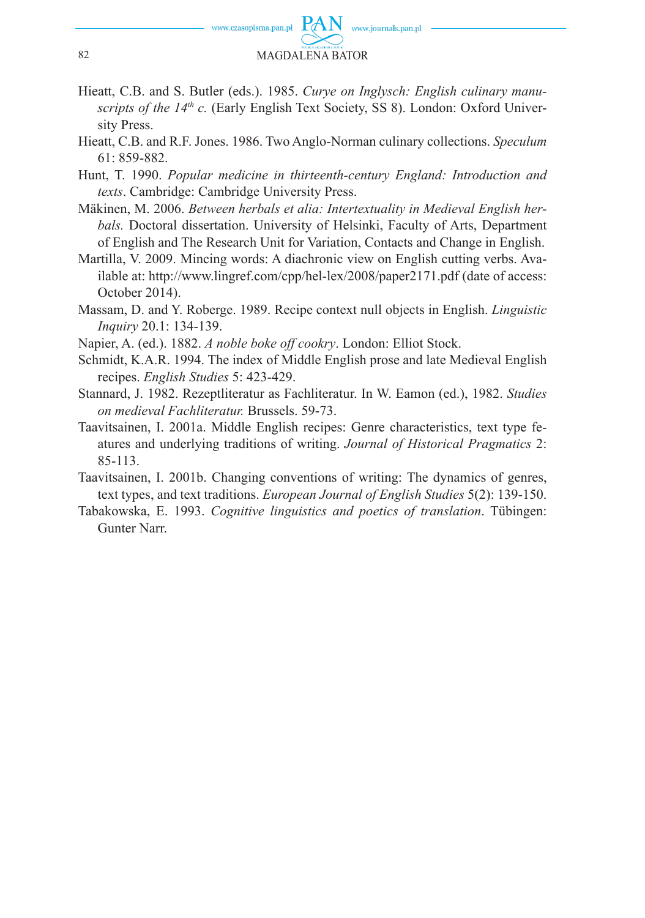Hieatt, C.B. and S. Butler (eds.). 1985. *Curye on Inglysch: English culinary manuscripts of the 14th c.* (Early English Text Society, SS 8). London: Oxford University Press.

Hieatt, C.B. and R.F. Jones. 1986. Two Anglo-Norman culinary collections. *Speculum* 61: 859-882.

Hunt, T. 1990. *Popular medicine in thirteenth-century England: Introduction and texts*. Cambridge: Cambridge University Press.

Mäkinen, M. 2006. *Between herbals et alia: Intertextuality in Medieval English herbals.* Doctoral dissertation. University of Helsinki, Faculty of Arts, Department of English and The Research Unit for Variation, Contacts and Change in English.

Martilla, V. 2009. Mincing words: A diachronic view on English cutting verbs. Available at: http://www.lingref.com/cpp/hel-lex/2008/paper2171.pdf (date of access: October 2014).

Massam, D. and Y. Roberge. 1989. Recipe context null objects in English. *Linguistic Inquiry* 20.1: 134-139.

Napier, A. (ed.). 1882. *A noble boke off cookry*. London: Elliot Stock.

Schmidt, K.A.R. 1994. The index of Middle English prose and late Medieval English recipes. *English Studies* 5: 423-429.

Stannard, J. 1982. Rezeptliteratur as Fachliteratur. In W. Eamon (ed.), 1982. *Studies on medieval Fachliteratur.* Brussels. 59-73.

Taavitsainen, I. 2001a. Middle English recipes: Genre characteristics, text type features and underlying traditions of writing. *Journal of Historical Pragmatics* 2: 85-113.

Taavitsainen, I. 2001b. Changing conventions of writing: The dynamics of genres, text types, and text traditions. *European Journal of English Studies* 5(2): 139-150.

Tabakowska, E. 1993. *Cognitive linguistics and poetics of translation*. Tübingen: Gunter Narr.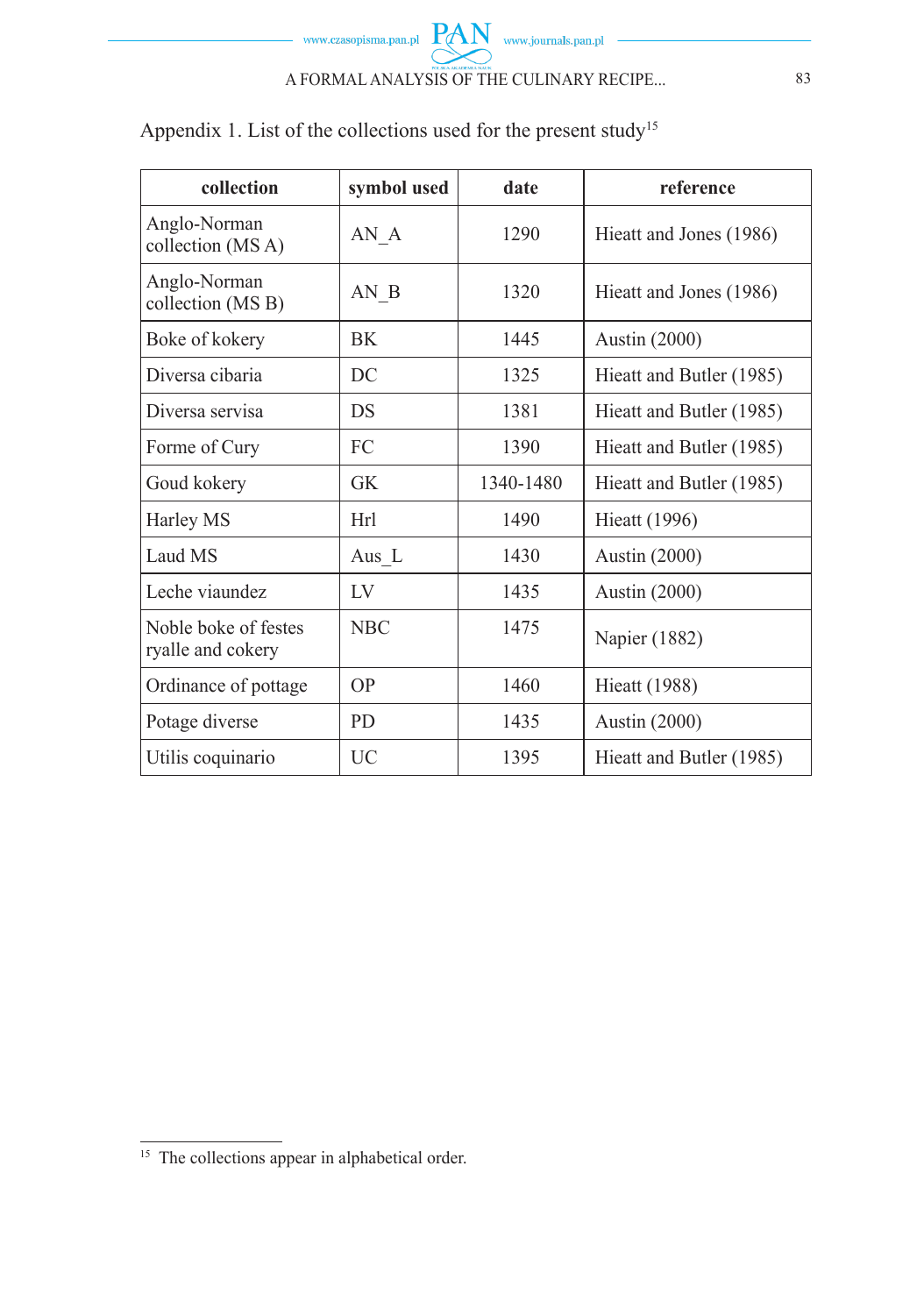Appendix 1. List of the collections used for the present study[15]

| collection | symbol used | date | reference |
|---|---|---|---|
| Anglo-Norman collection (MS A) | AN_A | 1290 | Hieatt and Jones (1986) |
| Anglo-Norman collection (MS B) | AN_B | 1320 | Hieatt and Jones (1986) |
| Boke of kokery | BK | 1445 | Austin (2000) |
| Diversa cibaria | DC | 1325 | Hieatt and Butler (1985) |
| Diversa servisa | DS | 1381 | Hieatt and Butler (1985) |
| Forme of Cury | FC | 1390 | Hieatt and Butler (1985) |
| Goud kokery | GK | 1340-1480 | Hieatt and Butler (1985) |
| Harley MS | Hrl | 1490 | Hieatt (1996) |
| Laud MS | Aus_L | 1430 | Austin (2000) |
| Leche viaundez | LV | 1435 | Austin (2000) |
| Noble boke of festes ryalle and cokery | NBC | 1475 | Napier (1882) |
| Ordinance of pottage | OP | 1460 | Hieatt (1988) |
| Potage diverse | PD | 1435 | Austin (2000) |
| Utilis coquinario | UC | 1395 | Hieatt and Butler (1985) |

[15] The collections appear in alphabetical order.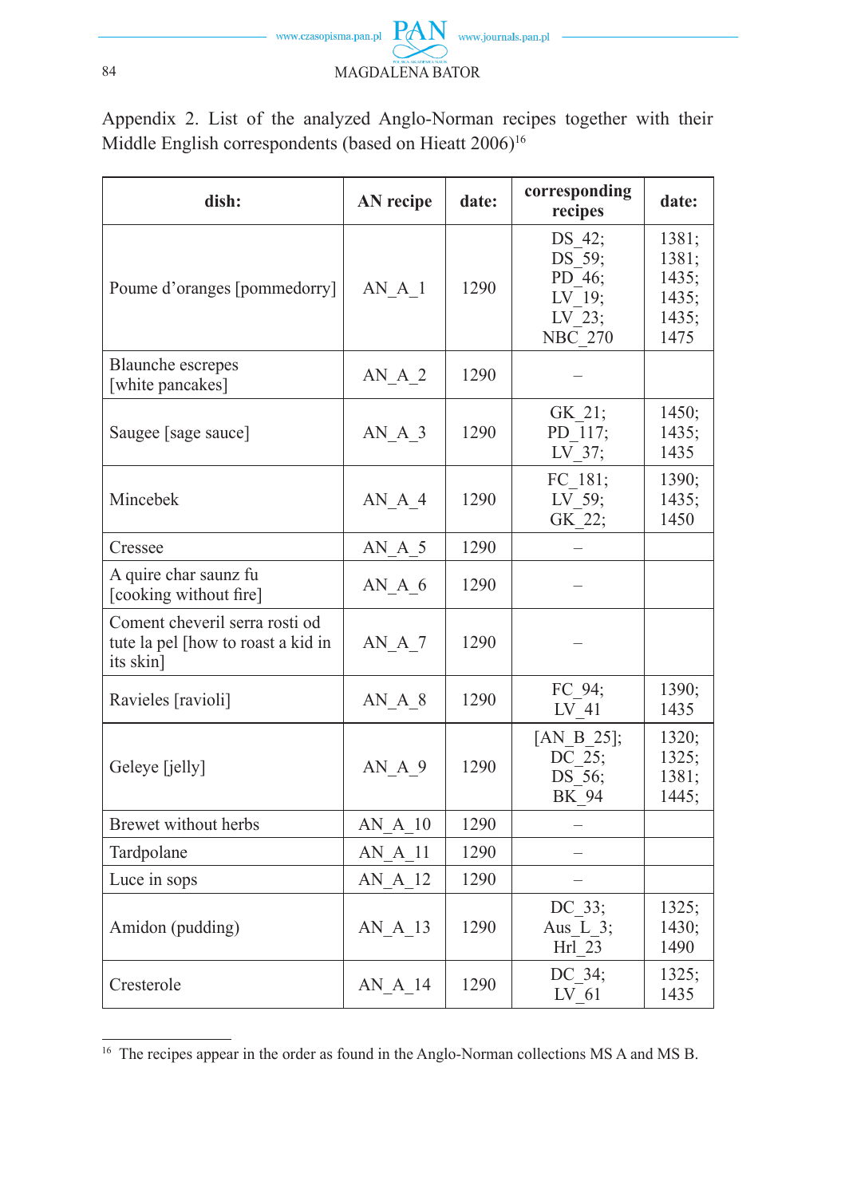Appendix 2. List of the analyzed Anglo-Norman recipes together with their Middle English correspondents (based on Hieatt 2006)[16]

| dish: | AN recipe | date: | corresponding recipes | date: |
|---|---|---|---|---|
| Poume d'oranges [pommedorry] | AN_A_1 | 1290 | DS_42; DS_59; PD_46; LV_19; LV_23; NBC_270 | 1381; 1381; 1435; 1435; 1435; 1475 |
| Blaunche escrepes [white pancakes] | AN_A_2 | 1290 | – | |
| Saugee [sage sauce] | AN_A_3 | 1290 | GK_21; PD_117; LV_37; | 1450; 1435; 1435 |
| Mincebek | AN_A_4 | 1290 | FC_181; LV_59; GK_22; | 1390; 1435; 1450 |
| Cressee | AN_A_5 | 1290 | – | |
| A quire char saunz fu [cooking without fire] | AN_A_6 | 1290 | – | |
| Coment cheveril serra rosti od tute la pel [how to roast a kid in its skin] | AN_A_7 | 1290 | – | |
| Ravieles [ravioli] | AN_A_8 | 1290 | FC_94; LV_41 | 1390; 1435 |
| Geleye [jelly] | AN_A_9 | 1290 | [AN_B_25]; DC_25; DS_56; BK_94 | 1320; 1325; 1381; 1445; |
| Brewet without herbs | AN_A_10 | 1290 | – | |
| Tardpolane | AN_A_11 | 1290 | – | |
| Luce in sops | AN_A_12 | 1290 | – | |
| Amidon (pudding) | AN_A_13 | 1290 | DC_33; Aus_L_3; Hrl_23 | 1325; 1430; 1490 |
| Cresterole | AN_A_14 | 1290 | DC_34; LV_61 | 1325; 1435 |

[16] The recipes appear in the order as found in the Anglo-Norman collections MS A and MS B.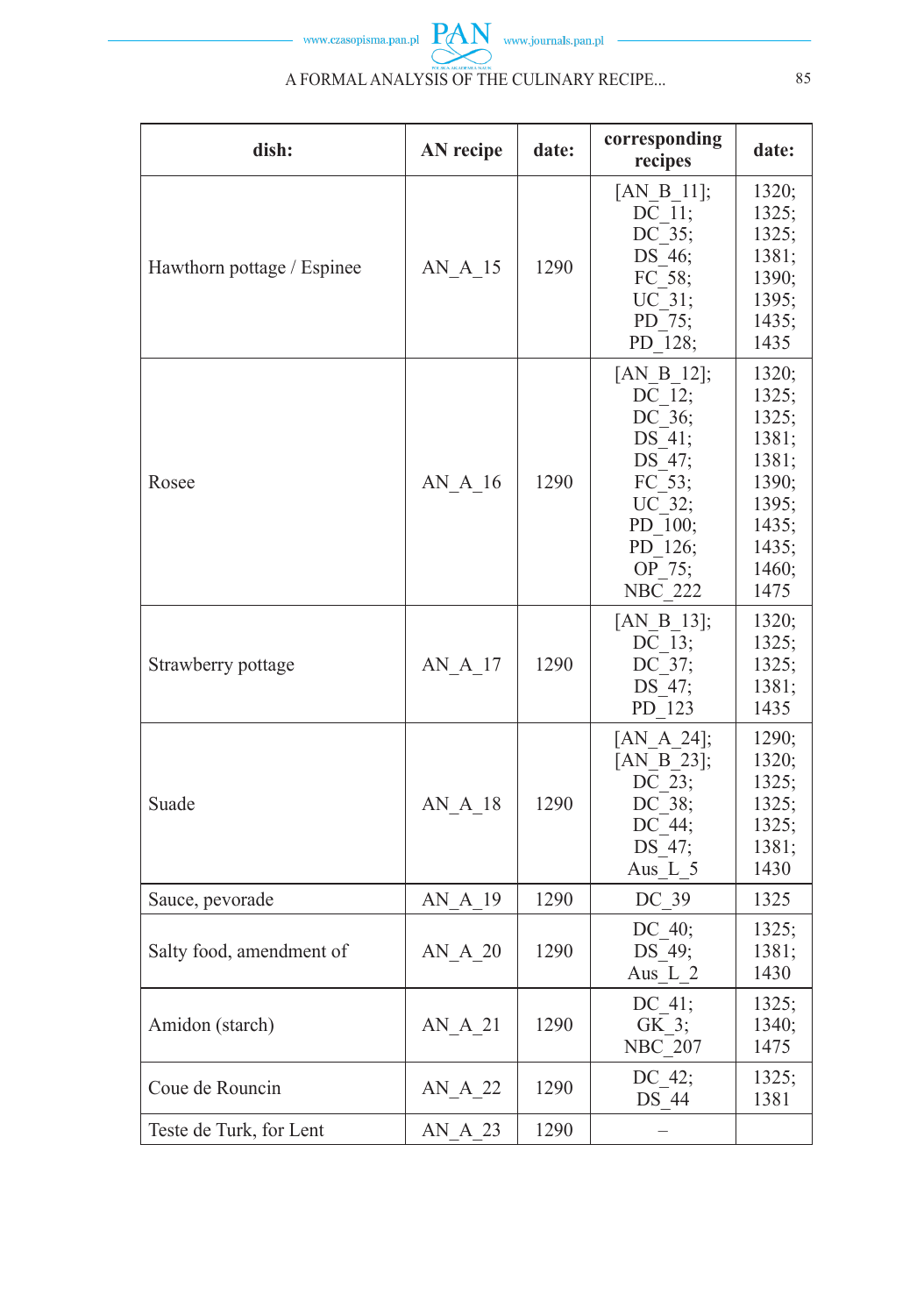| dish: | AN recipe | date: | corresponding recipes | date: |
|---|---|---|---|---|
| Hawthorn pottage / Espinee | AN_A_15 | 1290 | [AN_B_11]; DC_11; DC_35; DS_46; FC_58; UC_31; PD_75; PD_128; | 1320; 1325; 1325; 1381; 1390; 1395; 1435; 1435 |
| Rosee | AN_A_16 | 1290 | [AN_B_12]; DC_12; DC_36; DS_41; DS_47; FC_53; UC_32; PD_100; PD_126; OP_75; NBC_222 | 1320; 1325; 1325; 1381; 1381; 1390; 1395; 1435; 1435; 1460; 1475 |
| Strawberry pottage | AN_A_17 | 1290 | [AN_B_13]; DC_13; DC_37; DS_47; PD_123 | 1320; 1325; 1325; 1381; 1435 |
| Suade | AN_A_18 | 1290 | [AN_A_24]; [AN_B_23]; DC_23; DC_38; DC_44; DS_47; Aus_L_5 | 1290; 1320; 1325; 1325; 1325; 1381; 1430 |
| Sauce, pevorade | AN_A_19 | 1290 | DC_39 | 1325 |
| Salty food, amendment of | AN_A_20 | 1290 | DC_40; DS_49; Aus_L_2 | 1325; 1381; 1430 |
| Amidon (starch) | AN_A_21 | 1290 | DC_41; GK_3; NBC_207 | 1325; 1340; 1475 |
| Coue de Rouncin | AN_A_22 | 1290 | DC_42; DS_44 | 1325; 1381 |
| Teste de Turk, for Lent | AN_A_23 | 1290 | – | |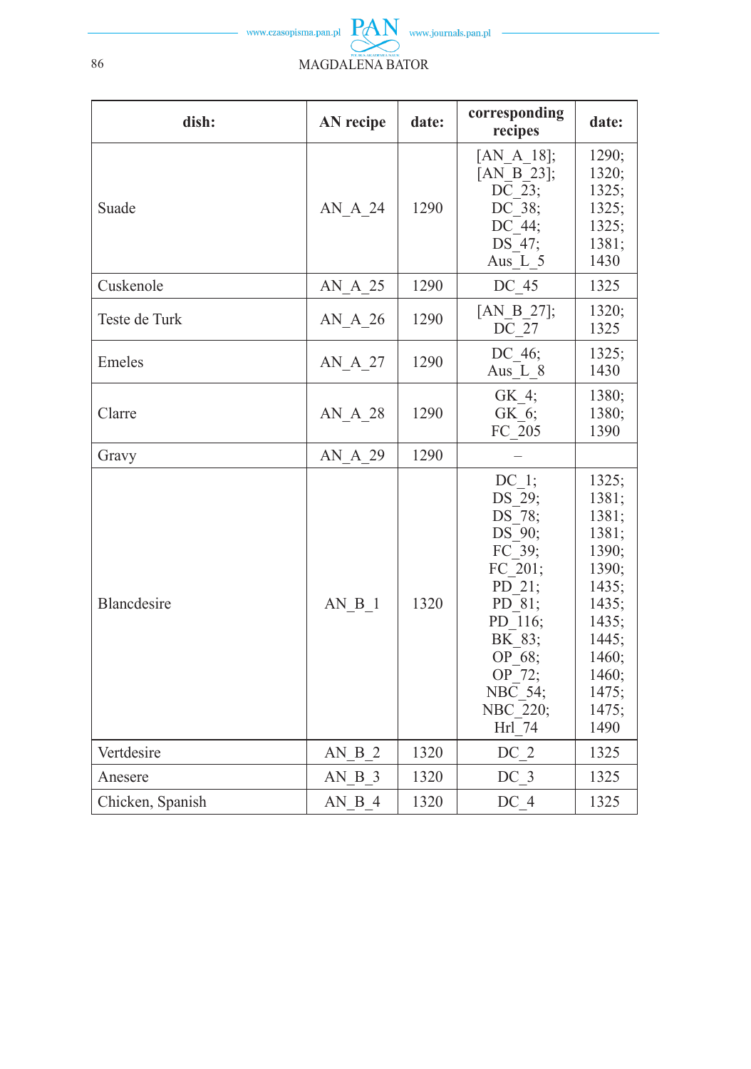| dish: | AN recipe | date: | corresponding recipes | date: |
|---|---|---|---|---|
| Suade | AN_A_24 | 1290 | [AN_A_18]; [AN_B_23]; DC_23; DC_38; DC_44; DS_47; Aus_L_5 | 1290; 1320; 1325; 1325; 1325; 1381; 1430 |
| Cuskenole | AN_A_25 | 1290 | DC_45 | 1325 |
| Teste de Turk | AN_A_26 | 1290 | [AN_B_27]; DC_27 | 1320; 1325 |
| Emeles | AN_A_27 | 1290 | DC_46; Aus_L_8 | 1325; 1430 |
| Clarre | AN_A_28 | 1290 | GK_4; GK_6; FC_205 | 1380; 1380; 1390 |
| Gravy | AN_A_29 | 1290 | – | |
| Blancdesire | AN_B_1 | 1320 | DC_1; DS_29; DS_78; DS_90; FC_39; FC_201; PD_21; PD_81; PD_116; BK_83; OP_68; OP_72; NBC_54; NBC_220; Hrl_74 | 1325; 1381; 1381; 1381; 1390; 1390; 1435; 1435; 1435; 1445; 1460; 1460; 1475; 1475; 1490 |
| Vertdesire | AN_B_2 | 1320 | DC_2 | 1325 |
| Anesere | AN_B_3 | 1320 | DC_3 | 1325 |
| Chicken, Spanish | AN_B_4 | 1320 | DC_4 | 1325 |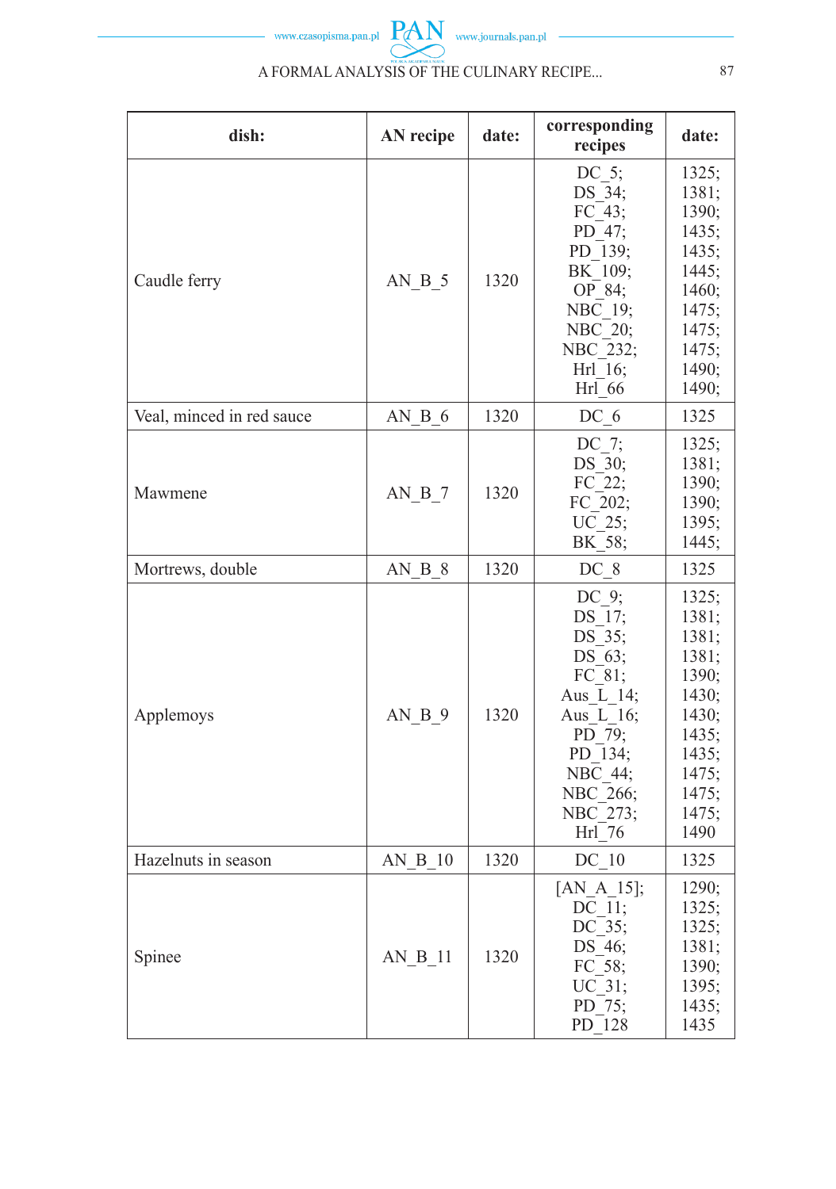| dish: | AN recipe | date: | corresponding recipes | date: |
|---|---|---|---|---|
| Caudle ferry | AN_B_5 | 1320 | DC_5; DS_34; FC_43; PD_47; PD_139; BK_109; OP_84; NBC_19; NBC_20; NBC_232; Hrl_16; Hrl_66 | 1325; 1381; 1390; 1435; 1435; 1445; 1460; 1475; 1475; 1475; 1490; 1490; |
| Veal, minced in red sauce | AN_B_6 | 1320 | DC_6 | 1325 |
| Mawmene | AN_B_7 | 1320 | DC_7; DS_30; FC_22; FC_202; UC_25; BK_58; | 1325; 1381; 1390; 1390; 1395; 1445; |
| Mortrews, double | AN_B_8 | 1320 | DC_8 | 1325 |
| Applemoys | AN_B_9 | 1320 | DC_9; DS_17; DS_35; DS_63; FC_81; Aus_L_14; Aus_L_16; PD_79; PD_134; NBC_44; NBC_266; NBC_273; Hrl_76 | 1325; 1381; 1381; 1381; 1390; 1430; 1430; 1435; 1435; 1475; 1475; 1475; 1490 |
| Hazelnuts in season | AN_B_10 | 1320 | DC_10 | 1325 |
| Spinee | AN_B_11 | 1320 | [AN_A_15]; DC_11; DC_35; DS_46; FC_58; UC_31; PD_75; PD_128 | 1290; 1325; 1325; 1381; 1390; 1395; 1435; 1435 |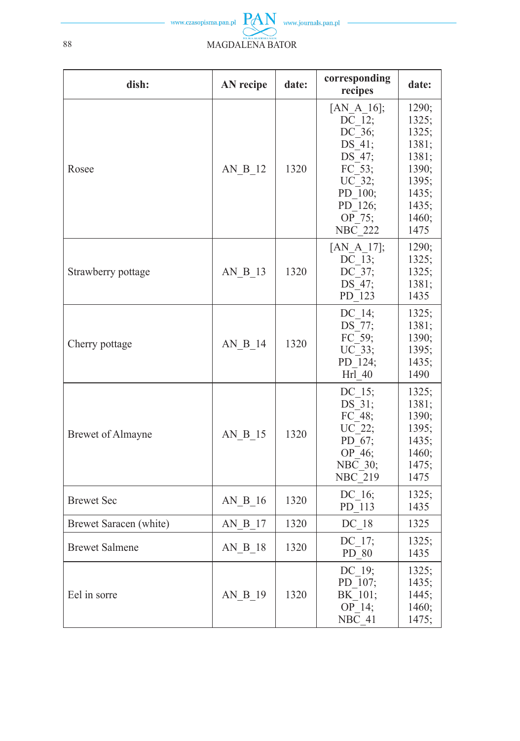| dish: | AN recipe | date: | corresponding recipes | date: |
|---|---|---|---|---|
| Rosee | AN_B_12 | 1320 | [AN_A_16]; DC_12; DC_36; DS_41; DS_47; FC_53; UC_32; PD_100; PD_126; OP_75; NBC_222 | 1290; 1325; 1325; 1381; 1381; 1390; 1395; 1435; 1435; 1460; 1475 |
| Strawberry pottage | AN_B_13 | 1320 | [AN_A_17]; DC_13; DC_37; DS_47; PD_123 | 1290; 1325; 1325; 1381; 1435 |
| Cherry pottage | AN_B_14 | 1320 | DC_14; DS_77; FC_59; UC_33; PD_124; Hrl_40 | 1325; 1381; 1390; 1395; 1435; 1490 |
| Brewet of Almayne | AN_B_15 | 1320 | DC_15; DS_31; FC_48; UC_22; PD_67; OP_46; NBC_30; NBC_219 | 1325; 1381; 1390; 1395; 1435; 1460; 1475; 1475 |
| Brewet Sec | AN_B_16 | 1320 | DC_16; PD_113 | 1325; 1435 |
| Brewet Saracen (white) | AN_B_17 | 1320 | DC_18 | 1325 |
| Brewet Salmene | AN_B_18 | 1320 | DC_17; PD_80 | 1325; 1435 |
| Eel in sorre | AN_B_19 | 1320 | DC_19; PD_107; BK_101; OP_14; NBC_41 | 1325; 1435; 1445; 1460; 1475; |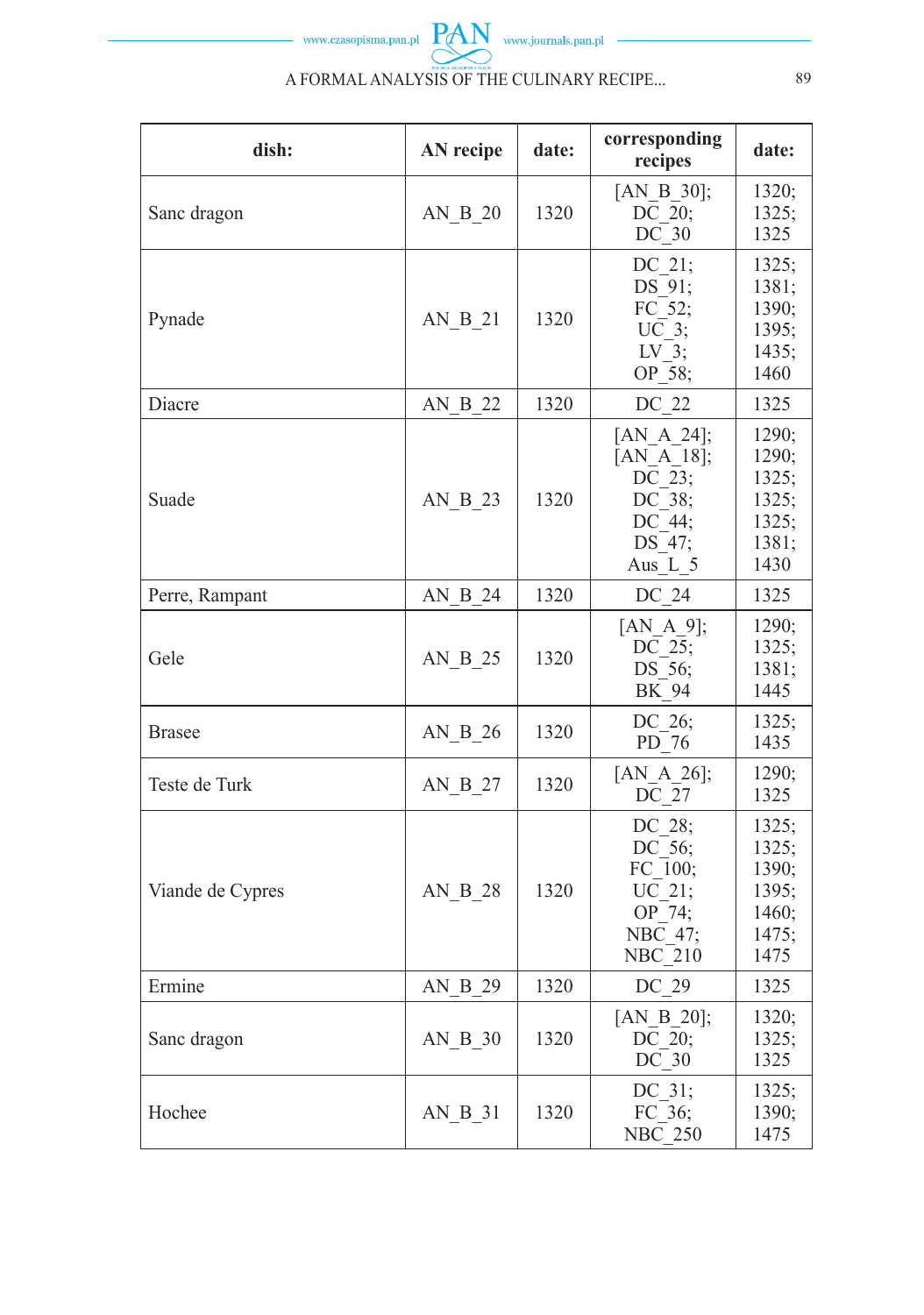| dish: | AN recipe | date: | corresponding recipes | date: |
|---|---|---|---|---|
| Sanc dragon | AN_B_20 | 1320 | [AN_B_30]; DC_20; DC_30 | 1320; 1325; 1325 |
| Pynade | AN_B_21 | 1320 | DC_21; DS_91; FC_52; UC_3; LV_3; OP_58; | 1325; 1381; 1390; 1395; 1435; 1460 |
| Diacre | AN_B_22 | 1320 | DC_22 | 1325 |
| Suade | AN_B_23 | 1320 | [AN_A_24]; [AN_A_18]; DC_23; DC_38; DC_44; DS_47; Aus_L_5 | 1290; 1290; 1325; 1325; 1325; 1381; 1430 |
| Perre, Rampant | AN_B_24 | 1320 | DC_24 | 1325 |
| Gele | AN_B_25 | 1320 | [AN_A_9]; DC_25; DS_56; BK_94 | 1290; 1325; 1381; 1445 |
| Brasee | AN_B_26 | 1320 | DC_26; PD_76 | 1325; 1435 |
| Teste de Turk | AN_B_27 | 1320 | [AN_A_26]; DC_27 | 1290; 1325 |
| Viande de Cypres | AN_B_28 | 1320 | DC_28; DC_56; FC_100; UC_21; OP_74; NBC_47; NBC_210 | 1325; 1325; 1390; 1395; 1460; 1475; 1475 |
| Ermine | AN_B_29 | 1320 | DC_29 | 1325 |
| Sanc dragon | AN_B_30 | 1320 | [AN_B_20]; DC_20; DC_30 | 1320; 1325; 1325 |
| Hochee | AN_B_31 | 1320 | DC_31; FC_36; NBC_250 | 1325; 1390; 1475 |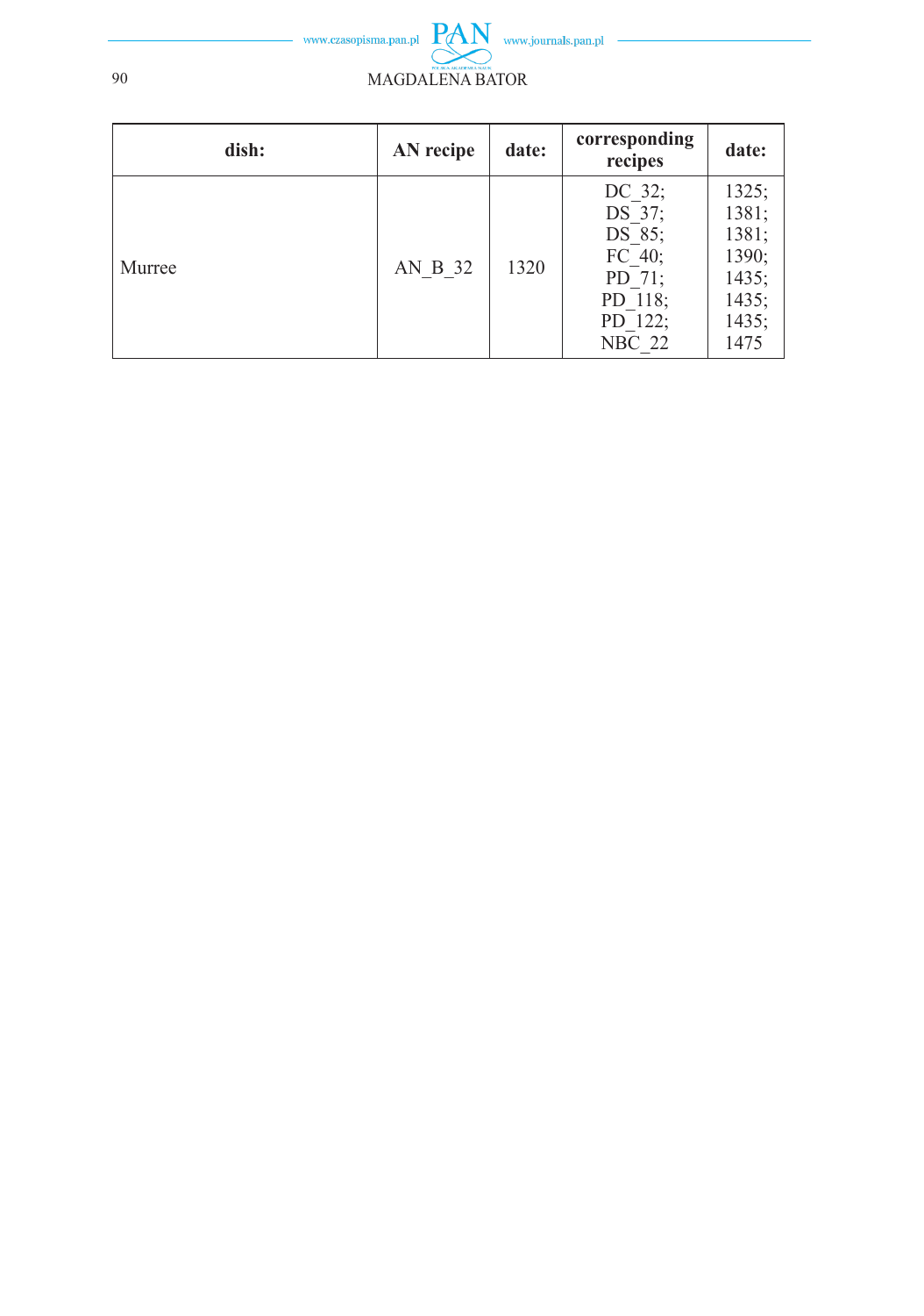| dish: | AN recipe | date: | corresponding recipes | date: |
|---|---|---|---|---|
| Murree | AN_B_32 | 1320 | DC_32; DS_37; DS_85; FC_40; PD_71; PD_118; PD_122; NBC_22 | 1325; 1381; 1381; 1390; 1435; 1435; 1435; 1475 |